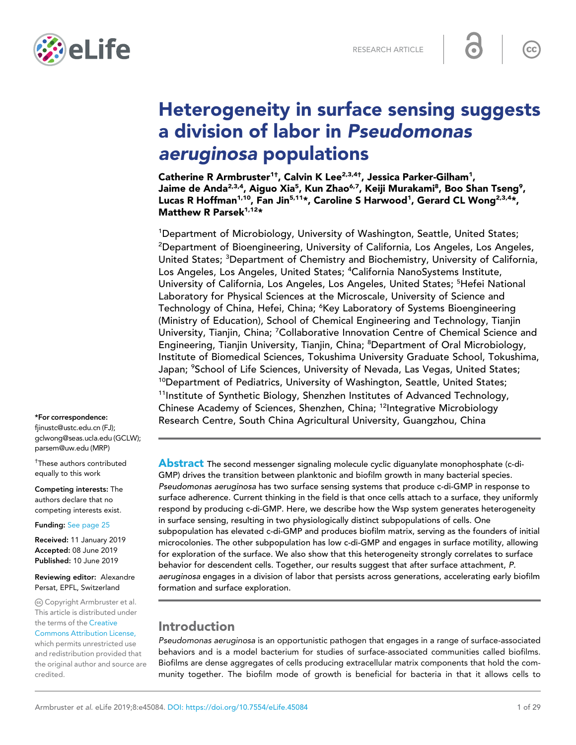RESEARCH ARTICLE

# Heterogeneity in surface sensing suggests a division of labor in *Pseudomonas aeruginosa* populations

**Catherine R Armbruster[1†], Calvin K Lee[2,3,4†], Jessica Parker-Gilham[1], Jaime de Anda[2,3,4], Aiguo Xia[5], Kun Zhao[6,7], Keiji Murakami[8], Boo Shan Tseng[9], Lucas R Hoffman[1,10], Fan Jin[5,11]*, Caroline S Harwood[1], Gerard CL Wong[2,3,4]*, Matthew R Parsek[1,12]***

[1]Department of Microbiology, University of Washington, Seattle, United States; [2]Department of Bioengineering, University of California, Los Angeles, Los Angeles, United States; [3]Department of Chemistry and Biochemistry, University of California, Los Angeles, Los Angeles, United States; [4]California NanoSystems Institute, University of California, Los Angeles, Los Angeles, United States; [5]Hefei National Laboratory for Physical Sciences at the Microscale, University of Science and Technology of China, Hefei, China; [6]Key Laboratory of Systems Bioengineering (Ministry of Education), School of Chemical Engineering and Technology, Tianjin University, Tianjin, China; [7]Collaborative Innovation Centre of Chemical Science and Engineering, Tianjin University, Tianjin, China; [8]Department of Oral Microbiology, Institute of Biomedical Sciences, Tokushima University Graduate School, Tokushima, Japan; [9]School of Life Sciences, University of Nevada, Las Vegas, United States; [10]Department of Pediatrics, University of Washington, Seattle, United States; [11]Institute of Synthetic Biology, Shenzhen Institutes of Advanced Technology, Chinese Academy of Sciences, Shenzhen, China; [12]Integrative Microbiology Research Centre, South China Agricultural University, Guangzhou, China

*For correspondence: fjinustc@ustc.edu.cn (FJ); gclwong@seas.ucla.edu (GCLW); parsem@uw.edu (MRP)

†These authors contributed equally to this work

**Competing interests:** The authors declare that no competing interests exist.

**Funding:** See page 25

**Received:** 11 January 2019
**Accepted:** 08 June 2019
**Published:** 10 June 2019

**Reviewing editor:** Alexandre Persat, EPFL, Switzerland

Copyright Armbruster et al. This article is distributed under the terms of the Creative Commons Attribution License, which permits unrestricted use and redistribution provided that the original author and source are credited.

**Abstract** The second messenger signaling molecule cyclic diguanylate monophosphate (c-di-GMP) drives the transition between planktonic and biofilm growth in many bacterial species. *Pseudomonas aeruginosa* has two surface sensing systems that produce c-di-GMP in response to surface adherence. Current thinking in the field is that once cells attach to a surface, they uniformly respond by producing c-di-GMP. Here, we describe how the Wsp system generates heterogeneity in surface sensing, resulting in two physiologically distinct subpopulations of cells. One subpopulation has elevated c-di-GMP and produces biofilm matrix, serving as the founders of initial microcolonies. The other subpopulation has low c-di-GMP and engages in surface motility, allowing for exploration of the surface. We also show that this heterogeneity strongly correlates to surface behavior for descendent cells. Together, our results suggest that after surface attachment, *P. aeruginosa* engages in a division of labor that persists across generations, accelerating early biofilm formation and surface exploration.

## Introduction

*Pseudomonas aeruginosa* is an opportunistic pathogen that engages in a range of surface-associated behaviors and is a model bacterium for studies of surface-associated communities called biofilms. Biofilms are dense aggregates of cells producing extracellular matrix components that hold the community together. The biofilm mode of growth is beneficial for bacteria in that it allows cells to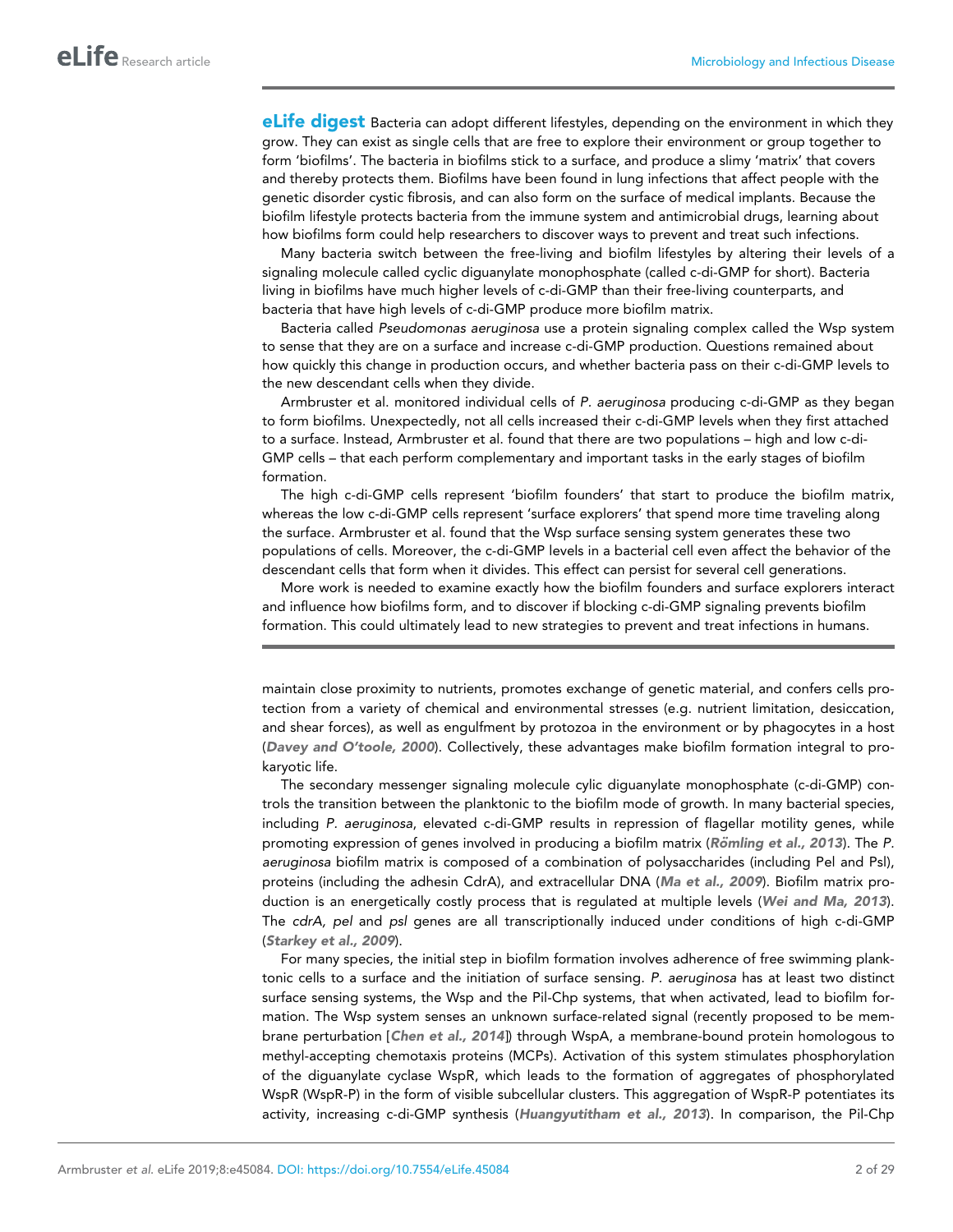**eLife digest** Bacteria can adopt different lifestyles, depending on the environment in which they grow. They can exist as single cells that are free to explore their environment or group together to form 'biofilms'. The bacteria in biofilms stick to a surface, and produce a slimy 'matrix' that covers and thereby protects them. Biofilms have been found in lung infections that affect people with the genetic disorder cystic fibrosis, and can also form on the surface of medical implants. Because the biofilm lifestyle protects bacteria from the immune system and antimicrobial drugs, learning about how biofilms form could help researchers to discover ways to prevent and treat such infections.

Many bacteria switch between the free-living and biofilm lifestyles by altering their levels of a signaling molecule called cyclic diguanylate monophosphate (called c-di-GMP for short). Bacteria living in biofilms have much higher levels of c-di-GMP than their free-living counterparts, and bacteria that have high levels of c-di-GMP produce more biofilm matrix.

Bacteria called *Pseudomonas aeruginosa* use a protein signaling complex called the Wsp system to sense that they are on a surface and increase c-di-GMP production. Questions remained about how quickly this change in production occurs, and whether bacteria pass on their c-di-GMP levels to the new descendant cells when they divide.

Armbruster et al. monitored individual cells of *P. aeruginosa* producing c-di-GMP as they began to form biofilms. Unexpectedly, not all cells increased their c-di-GMP levels when they first attached to a surface. Instead, Armbruster et al. found that there are two populations – high and low c-di-GMP cells – that each perform complementary and important tasks in the early stages of biofilm formation.

The high c-di-GMP cells represent 'biofilm founders' that start to produce the biofilm matrix, whereas the low c-di-GMP cells represent 'surface explorers' that spend more time traveling along the surface. Armbruster et al. found that the Wsp surface sensing system generates these two populations of cells. Moreover, the c-di-GMP levels in a bacterial cell even affect the behavior of the descendant cells that form when it divides. This effect can persist for several cell generations.

More work is needed to examine exactly how the biofilm founders and surface explorers interact and influence how biofilms form, and to discover if blocking c-di-GMP signaling prevents biofilm formation. This could ultimately lead to new strategies to prevent and treat infections in humans.

---

maintain close proximity to nutrients, promotes exchange of genetic material, and confers cells protection from a variety of chemical and environmental stresses (e.g. nutrient limitation, desiccation, and shear forces), as well as engulfment by protozoa in the environment or by phagocytes in a host (**Davey and O'toole, 2000**). Collectively, these advantages make biofilm formation integral to prokaryotic life.

The secondary messenger signaling molecule cylic diguanylate monophosphate (c-di-GMP) controls the transition between the planktonic to the biofilm mode of growth. In many bacterial species, including *P. aeruginosa*, elevated c-di-GMP results in repression of flagellar motility genes, while promoting expression of genes involved in producing a biofilm matrix (**Römling et al., 2013**). The *P. aeruginosa* biofilm matrix is composed of a combination of polysaccharides (including Pel and Psl), proteins (including the adhesin CdrA), and extracellular DNA (**Ma et al., 2009**). Biofilm matrix production is an energetically costly process that is regulated at multiple levels (**Wei and Ma, 2013**). The *cdrA, pel* and *psl* genes are all transcriptionally induced under conditions of high c-di-GMP (**Starkey et al., 2009**).

For many species, the initial step in biofilm formation involves adherence of free swimming planktonic cells to a surface and the initiation of surface sensing. *P. aeruginosa* has at least two distinct surface sensing systems, the Wsp and the Pil-Chp systems, that when activated, lead to biofilm formation. The Wsp system senses an unknown surface-related signal (recently proposed to be membrane perturbation [**Chen et al., 2014**]) through WspA, a membrane-bound protein homologous to methyl-accepting chemotaxis proteins (MCPs). Activation of this system stimulates phosphorylation of the diguanylate cyclase WspR, which leads to the formation of aggregates of phosphorylated WspR (WspR-P) in the form of visible subcellular clusters. This aggregation of WspR-P potentiates its activity, increasing c-di-GMP synthesis (**Huangyutitham et al., 2013**). In comparison, the Pil-Chp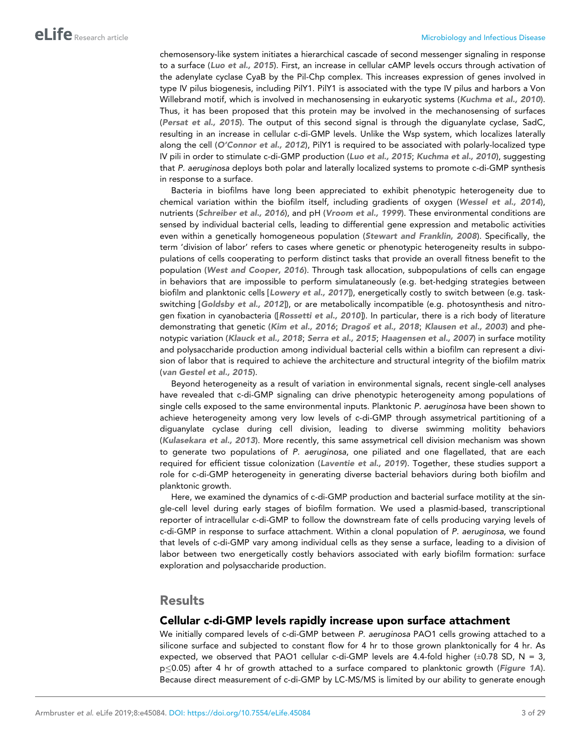chemosensory-like system initiates a hierarchical cascade of second messenger signaling in response to a surface (*Luo et al., 2015*). First, an increase in cellular cAMP levels occurs through activation of the adenylate cyclase CyaB by the Pil-Chp complex. This increases expression of genes involved in type IV pilus biogenesis, including PilY1. PilY1 is associated with the type IV pilus and harbors a Von Willebrand motif, which is involved in mechanosensing in eukaryotic systems (*Kuchma et al., 2010*). Thus, it has been proposed that this protein may be involved in the mechanosensing of surfaces (*Persat et al., 2015*). The output of this second signal is through the diguanylate cyclase, SadC, resulting in an increase in cellular c-di-GMP levels. Unlike the Wsp system, which localizes laterally along the cell (*O'Connor et al., 2012*), PilY1 is required to be associated with polarly-localized type IV pili in order to stimulate c-di-GMP production (*Luo et al., 2015*; *Kuchma et al., 2010*), suggesting that *P. aeruginosa* deploys both polar and laterally localized systems to promote c-di-GMP synthesis in response to a surface.

Bacteria in biofilms have long been appreciated to exhibit phenotypic heterogeneity due to chemical variation within the biofilm itself, including gradients of oxygen (*Wessel et al., 2014*), nutrients (*Schreiber et al., 2016*), and pH (*Vroom et al., 1999*). These environmental conditions are sensed by individual bacterial cells, leading to differential gene expression and metabolic activities even within a genetically homogeneous population (*Stewart and Franklin, 2008*). Specifically, the term 'division of labor' refers to cases where genetic or phenotypic heterogeneity results in subpopulations of cells cooperating to perform distinct tasks that provide an overall fitness benefit to the population (*West and Cooper, 2016*). Through task allocation, subpopulations of cells can engage in behaviors that are impossible to perform simulataneously (e.g. bet-hedging strategies between biofilm and planktonic cells [*Lowery et al., 2017*]), energetically costly to switch between (e.g. task-switching [*Goldsby et al., 2012*]), or are metabolically incompatible (e.g. photosynthesis and nitrogen fixation in cyanobacteria ([*Rossetti et al., 2010*]). In particular, there is a rich body of literature demonstrating that genetic (*Kim et al., 2016*; *Dragoš et al., 2018*; *Klausen et al., 2003*) and phenotypic variation (*Klauck et al., 2018*; *Serra et al., 2015*; *Haagensen et al., 2007*) in surface motility and polysaccharide production among individual bacterial cells within a biofilm can represent a division of labor that is required to achieve the architecture and structural integrity of the biofilm matrix (*van Gestel et al., 2015*).

Beyond heterogeneity as a result of variation in environmental signals, recent single-cell analyses have revealed that c-di-GMP signaling can drive phenotypic heterogeneity among populations of single cells exposed to the same environmental inputs. Planktonic *P. aeruginosa* have been shown to achieve heterogeneity among very low levels of c-di-GMP through assymetrical partitioning of a diguanylate cyclase during cell division, leading to diverse swimming molitity behaviors (*Kulasekara et al., 2013*). More recently, this same assymetrical cell division mechanism was shown to generate two populations of *P. aeruginosa*, one piliated and one flagellated, that are each required for efficient tissue colonization (*Laventie et al., 2019*). Together, these studies support a role for c-di-GMP heterogeneity in generating diverse bacterial behaviors during both biofilm and planktonic growth.

Here, we examined the dynamics of c-di-GMP production and bacterial surface motility at the single-cell level during early stages of biofilm formation. We used a plasmid-based, transcriptional reporter of intracellular c-di-GMP to follow the downstream fate of cells producing varying levels of c-di-GMP in response to surface attachment. Within a clonal population of *P. aeruginosa*, we found that levels of c-di-GMP vary among individual cells as they sense a surface, leading to a division of labor between two energetically costly behaviors associated with early biofilm formation: surface exploration and polysaccharide production.

## Results

### Cellular c-di-GMP levels rapidly increase upon surface attachment

We initially compared levels of c-di-GMP between *P. aeruginosa* PAO1 cells growing attached to a silicone surface and subjected to constant flow for 4 hr to those grown planktonically for 4 hr. As expected, we observed that PAO1 cellular c-di-GMP levels are 4.4-fold higher (±0.78 SD, N = 3, $p \leq 0.05$) after 4 hr of growth attached to a surface compared to planktonic growth (*Figure 1A*). Because direct measurement of c-di-GMP by LC-MS/MS is limited by our ability to generate enough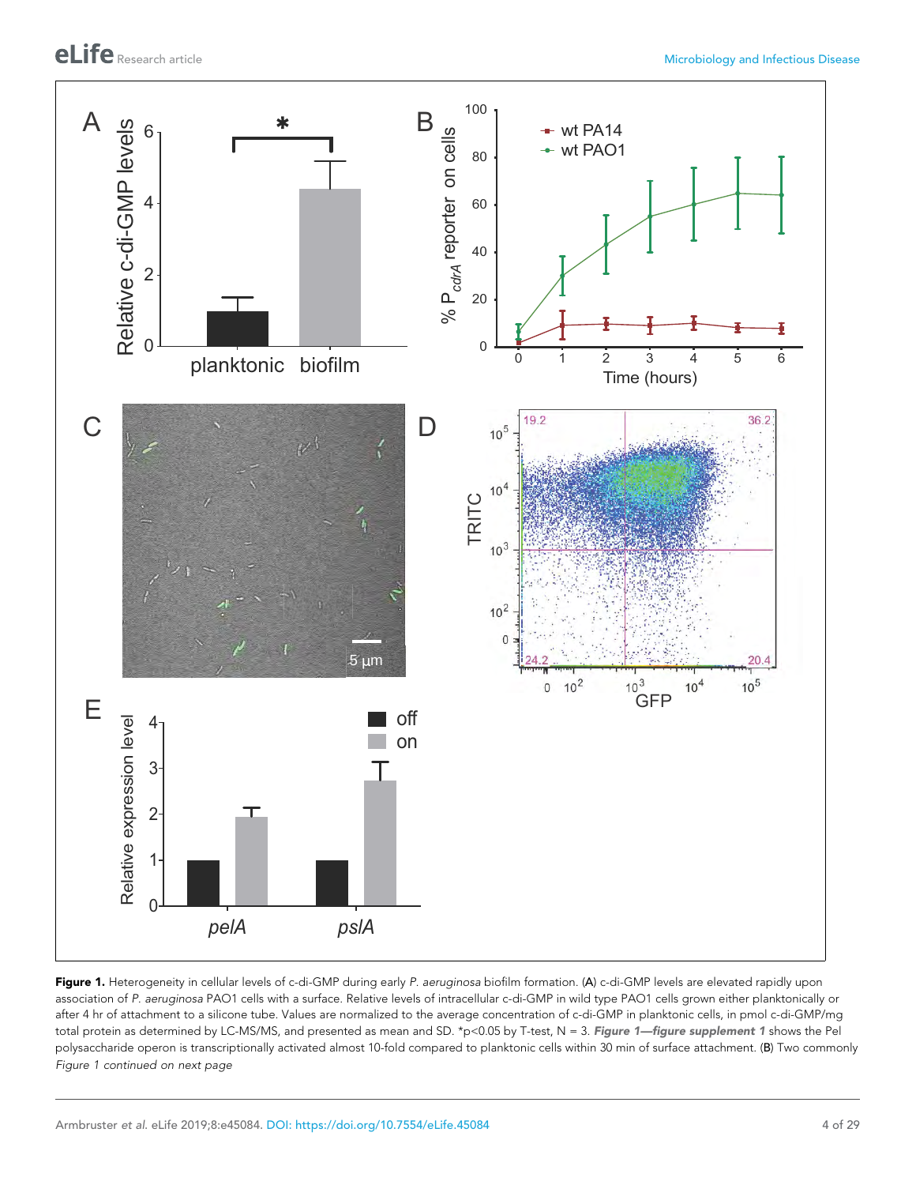A

Relative c-di-GMP levels

6

4

2

0

*

planktonic

biofilm

B

% $P_{cdrA}$ reporter on cells

100

80

60

40

20

0

wt PA14

wt PAO1

0 1 2 3 4 5 6

Time (hours)

C

5 µm

D

TRITC

$10^5$

$10^4$

$10^3$

$10^2$

0

19.2

36.2

24.2

20.4

0 $10^2$ $10^3$ $10^4$ $10^5$

GFP

E

Relative expression level

4

3

2

1

0

off

on

*pelA*

*pslA*

**Figure 1.** Heterogeneity in cellular levels of c-di-GMP during early *P. aeruginosa* biofilm formation. (**A**) c-di-GMP levels are elevated rapidly upon association of *P. aeruginosa* PAO1 cells with a surface. Relative levels of intracellular c-di-GMP in wild type PAO1 cells grown either planktonically or after 4 hr of attachment to a silicone tube. Values are normalized to the average concentration of c-di-GMP in planktonic cells, in pmol c-di-GMP/mg total protein as determined by LC-MS/MS, and presented as mean and SD. *p<0.05 by T-test, N = 3. ***Figure 1—figure supplement 1*** shows the Pel polysaccharide operon is transcriptionally activated almost 10-fold compared to planktonic cells within 30 min of surface attachment. (**B**) Two commonly

*Figure 1 continued on next page*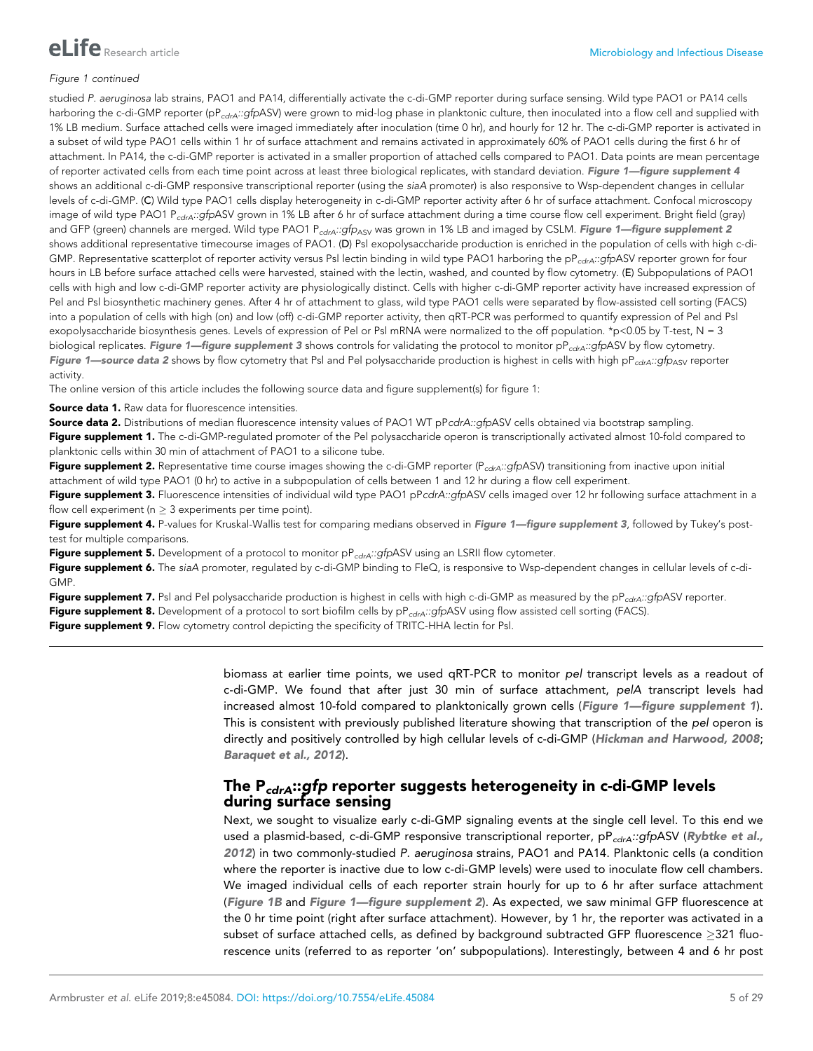*Figure 1 continued*

studied *P. aeruginosa* lab strains, PAO1 and PA14, differentially activate the c-di-GMP reporter during surface sensing. Wild type PAO1 or PA14 cells harboring the c-di-GMP reporter (p$P_{cdrA}$::*gfp*ASV) were grown to mid-log phase in planktonic culture, then inoculated into a flow cell and supplied with 1% LB medium. Surface attached cells were imaged immediately after inoculation (time 0 hr), and hourly for 12 hr. The c-di-GMP reporter is activated in a subset of wild type PAO1 cells within 1 hr of surface attachment and remains activated in approximately 60% of PAO1 cells during the first 6 hr of attachment. In PA14, the c-di-GMP reporter is activated in a smaller proportion of attached cells compared to PAO1. Data points are mean percentage of reporter activated cells from each time point across at least three biological replicates, with standard deviation. ***Figure 1—figure supplement 4*** shows an additional c-di-GMP responsive transcriptional reporter (using the *siaA* promoter) is also responsive to Wsp-dependent changes in cellular levels of c-di-GMP. (**C**) Wild type PAO1 cells display heterogeneity in c-di-GMP reporter activity after 6 hr of surface attachment. Confocal microscopy image of wild type PAO1 $P_{cdrA}$::*gfp*ASV grown in 1% LB after 6 hr of surface attachment during a time course flow cell experiment. Bright field (gray) and GFP (green) channels are merged. Wild type PAO1 $P_{cdrA}$::$gfp_{ASV}$ was grown in 1% LB and imaged by CSLM. ***Figure 1—figure supplement 2*** shows additional representative timecourse images of PAO1. (**D**) Psl exopolysaccharide production is enriched in the population of cells with high c-di-GMP. Representative scatterplot of reporter activity versus Psl lectin binding in wild type PAO1 harboring the p$P_{cdrA}$::*gfp*ASV reporter grown for four hours in LB before surface attached cells were harvested, stained with the lectin, washed, and counted by flow cytometry. (**E**) Subpopulations of PAO1 cells with high and low c-di-GMP reporter activity are physiologically distinct. Cells with higher c-di-GMP reporter activity have increased expression of Pel and Psl biosynthetic machinery genes. After 4 hr of attachment to glass, wild type PAO1 cells were separated by flow-assisted cell sorting (FACS) into a population of cells with high (on) and low (off) c-di-GMP reporter activity, then qRT-PCR was performed to quantify expression of Pel and Psl exopolysaccharide biosynthesis genes. Levels of expression of Pel or Psl mRNA were normalized to the off population. *p<0.05 by T-test, N = 3 biological replicates. ***Figure 1—figure supplement 3*** shows controls for validating the protocol to monitor p$P_{cdrA}$::*gfp*ASV by flow cytometry. ***Figure 1—source data 2*** shows by flow cytometry that Psl and Pel polysaccharide production is highest in cells with high p$P_{cdrA}$::$gfp_{ASV}$ reporter activity.

The online version of this article includes the following source data and figure supplement(s) for figure 1:

**Source data 1.** Raw data for fluorescence intensities.

**Source data 2.** Distributions of median fluorescence intensity values of PAO1 WT p*PcdrA*::*gfp*ASV cells obtained via bootstrap sampling.

**Figure supplement 1.** The c-di-GMP-regulated promoter of the Pel polysaccharide operon is transcriptionally activated almost 10-fold compared to planktonic cells within 30 min of attachment of PAO1 to a silicone tube.

**Figure supplement 2.** Representative time course images showing the c-di-GMP reporter ($P_{cdrA}$::*gfp*ASV) transitioning from inactive upon initial attachment of wild type PAO1 (0 hr) to active in a subpopulation of cells between 1 and 12 hr during a flow cell experiment.

**Figure supplement 3.** Fluorescence intensities of individual wild type PAO1 p*PcdrA*::*gfp*ASV cells imaged over 12 hr following surface attachment in a flow cell experiment (n ≥ 3 experiments per time point).

**Figure supplement 4.** P-values for Kruskal-Wallis test for comparing medians observed in ***Figure 1—figure supplement 3***, followed by Tukey's post-test for multiple comparisons.

**Figure supplement 5.** Development of a protocol to monitor p$P_{cdrA}$::*gfp*ASV using an LSRII flow cytometer.

**Figure supplement 6.** The *siaA* promoter, regulated by c-di-GMP binding to FleQ, is responsive to Wsp-dependent changes in cellular levels of c-di-GMP.

**Figure supplement 7.** Psl and Pel polysaccharide production is highest in cells with high c-di-GMP as measured by the p$P_{cdrA}$::*gfp*ASV reporter.

**Figure supplement 8.** Development of a protocol to sort biofilm cells by p$P_{cdrA}$::*gfp*ASV using flow assisted cell sorting (FACS).

**Figure supplement 9.** Flow cytometry control depicting the specificity of TRITC-HHA lectin for Psl.

biomass at earlier time points, we used qRT-PCR to monitor *pel* transcript levels as a readout of c-di-GMP. We found that after just 30 min of surface attachment, *pelA* transcript levels had increased almost 10-fold compared to planktonically grown cells (***Figure 1—figure supplement 1***). This is consistent with previously published literature showing that transcription of the *pel* operon is directly and positively controlled by high cellular levels of c-di-GMP (***Hickman and Harwood, 2008***; ***Baraquet et al., 2012***).

## The $P_{cdrA}$::*gfp* reporter suggests heterogeneity in c-di-GMP levels during surface sensing

Next, we sought to visualize early c-di-GMP signaling events at the single cell level. To this end we used a plasmid-based, c-di-GMP responsive transcriptional reporter, p$P_{cdrA}$::*gfp*ASV (***Rybtke et al., 2012***) in two commonly-studied *P. aeruginosa* strains, PAO1 and PA14. Planktonic cells (a condition where the reporter is inactive due to low c-di-GMP levels) were used to inoculate flow cell chambers. We imaged individual cells of each reporter strain hourly for up to 6 hr after surface attachment (***Figure 1B*** and ***Figure 1—figure supplement 2***). As expected, we saw minimal GFP fluorescence at the 0 hr time point (right after surface attachment). However, by 1 hr, the reporter was activated in a subset of surface attached cells, as defined by background subtracted GFP fluorescence ≥321 fluorescence units (referred to as reporter 'on' subpopulations). Interestingly, between 4 and 6 hr post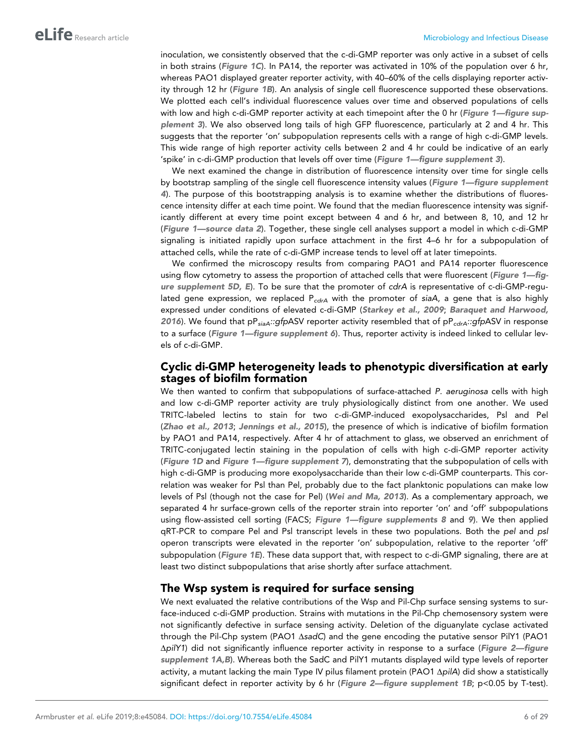inoculation, we consistently observed that the c-di-GMP reporter was only active in a subset of cells in both strains (**Figure 1C**). In PA14, the reporter was activated in 10% of the population over 6 hr, whereas PAO1 displayed greater reporter activity, with 40–60% of the cells displaying reporter activity through 12 hr (**Figure 1B**). An analysis of single cell fluorescence supported these observations. We plotted each cell's individual fluorescence values over time and observed populations of cells with low and high c-di-GMP reporter activity at each timepoint after the 0 hr (**Figure 1—figure supplement 3**). We also observed long tails of high GFP fluorescence, particularly at 2 and 4 hr. This suggests that the reporter 'on' subpopulation represents cells with a range of high c-di-GMP levels. This wide range of high reporter activity cells between 2 and 4 hr could be indicative of an early 'spike' in c-di-GMP production that levels off over time (**Figure 1—figure supplement 3**).

We next examined the change in distribution of fluorescence intensity over time for single cells by bootstrap sampling of the single cell fluorescence intensity values (**Figure 1—figure supplement 4**). The purpose of this bootstrapping analysis is to examine whether the distributions of fluorescence intensity differ at each time point. We found that the median fluorescence intensity was significantly different at every time point except between 4 and 6 hr, and between 8, 10, and 12 hr (**Figure 1—source data 2**). Together, these single cell analyses support a model in which c-di-GMP signaling is initiated rapidly upon surface attachment in the first 4–6 hr for a subpopulation of attached cells, while the rate of c-di-GMP increase tends to level off at later timepoints.

We confirmed the microscopy results from comparing PAO1 and PA14 reporter fluorescence using flow cytometry to assess the proportion of attached cells that were fluorescent (**Figure 1—figure supplement 5D, E**). To be sure that the promoter of *cdrA* is representative of c-di-GMP-regulated gene expression, we replaced $P_{cdrA}$ with the promoter of *siaA*, a gene that is also highly expressed under conditions of elevated c-di-GMP (**Starkey et al., 2009**; **Baraquet and Harwood, 2016**). We found that $pP_{siaA}$::*gfp*ASV reporter activity resembled that of $pP_{cdrA}$::*gfp*ASV in response to a surface (**Figure 1—figure supplement 6**). Thus, reporter activity is indeed linked to cellular levels of c-di-GMP.

## Cyclic di-GMP heterogeneity leads to phenotypic diversification at early stages of biofilm formation

We then wanted to confirm that subpopulations of surface-attached *P. aeruginosa* cells with high and low c-di-GMP reporter activity are truly physiologically distinct from one another. We used TRITC-labeled lectins to stain for two c-di-GMP-induced exopolysaccharides, Psl and Pel (**Zhao et al., 2013**; **Jennings et al., 2015**), the presence of which is indicative of biofilm formation by PAO1 and PA14, respectively. After 4 hr of attachment to glass, we observed an enrichment of TRITC-conjugated lectin staining in the population of cells with high c-di-GMP reporter activity (**Figure 1D** and **Figure 1—figure supplement 7**), demonstrating that the subpopulation of cells with high c-di-GMP is producing more exopolysaccharide than their low c-di-GMP counterparts. This correlation was weaker for Psl than Pel, probably due to the fact planktonic populations can make low levels of Psl (though not the case for Pel) (**Wei and Ma, 2013**). As a complementary approach, we separated 4 hr surface-grown cells of the reporter strain into reporter 'on' and 'off' subpopulations using flow-assisted cell sorting (FACS; **Figure 1—figure supplements 8** and **9**). We then applied qRT-PCR to compare Pel and Psl transcript levels in these two populations. Both the *pel* and *psl* operon transcripts were elevated in the reporter 'on' subpopulation, relative to the reporter 'off' subpopulation (**Figure 1E**). These data support that, with respect to c-di-GMP signaling, there are at least two distinct subpopulations that arise shortly after surface attachment.

## The Wsp system is required for surface sensing

We next evaluated the relative contributions of the Wsp and Pil-Chp surface sensing systems to surface-induced c-di-GMP production. Strains with mutations in the Pil-Chp chemosensory system were not significantly defective in surface sensing activity. Deletion of the diguanylate cyclase activated through the Pil-Chp system (PAO1 Δ*sadC*) and the gene encoding the putative sensor PilY1 (PAO1 Δ*pilY1*) did not significantly influence reporter activity in response to a surface (**Figure 2—figure supplement 1A,B**). Whereas both the SadC and PilY1 mutants displayed wild type levels of reporter activity, a mutant lacking the main Type IV pilus filament protein (PAO1 Δ*pilA*) did show a statistically significant defect in reporter activity by 6 hr (**Figure 2—figure supplement 1B**; $p<0.05$ by T-test).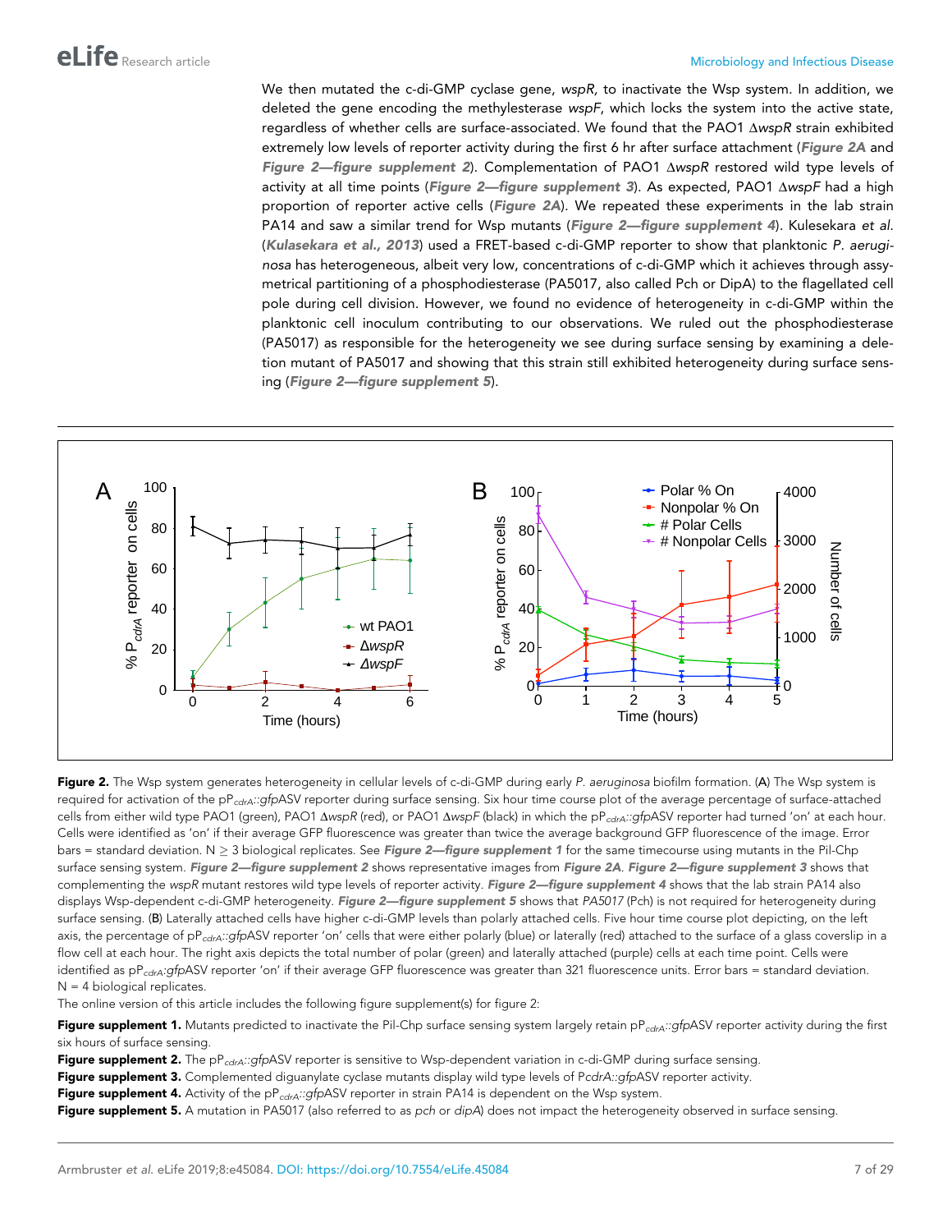We then mutated the c-di-GMP cyclase gene, *wspR,* to inactivate the Wsp system. In addition, we deleted the gene encoding the methylesterase *wspF*, which locks the system into the active state, regardless of whether cells are surface-associated. We found that the PAO1 Δ*wspR* strain exhibited extremely low levels of reporter activity during the first 6 hr after surface attachment (***Figure 2A*** and ***Figure 2—figure supplement 2***). Complementation of PAO1 Δ*wspR* restored wild type levels of activity at all time points (***Figure 2—figure supplement 3***). As expected, PAO1 Δ*wspF* had a high proportion of reporter active cells (***Figure 2A***). We repeated these experiments in the lab strain PA14 and saw a similar trend for Wsp mutants (***Figure 2—figure supplement 4***). Kulesekara *et al.* (***Kulasekara et al., 2013***) used a FRET-based c-di-GMP reporter to show that planktonic *P. aeruginosa* has heterogeneous, albeit very low, concentrations of c-di-GMP which it achieves through assymetrical partitioning of a phosphodiesterase (PA5017, also called Pch or DipA) to the flagellated cell pole during cell division. However, we found no evidence of heterogeneity in c-di-GMP within the planktonic cell inoculum contributing to our observations. We ruled out the phosphodiesterase (PA5017) as responsible for the heterogeneity we see during surface sensing by examining a deletion mutant of PA5017 and showing that this strain still exhibited heterogeneity during surface sensing (***Figure 2—figure supplement 5***).

A

% $P_{cdrA}$ reporter on cells

100
80
60
40
20
0

0
2
4
6

Time (hours)

wt PAO1
Δ*wspR*
Δ*wspF*

B

% $P_{cdrA}$ reporter on cells

100
80
60
40
20
0

0
1
2
3
4
5

Time (hours)

Polar % On
Nonpolar % On
# Polar Cells
# Nonpolar Cells

Number of cells

4000
3000
2000
1000
0

**Figure 2.** The Wsp system generates heterogeneity in cellular levels of c-di-GMP during early *P. aeruginosa* biofilm formation. (**A**) The Wsp system is required for activation of the p$P_{cdrA}$::*gfp*ASV reporter during surface sensing. Six hour time course plot of the average percentage of surface-attached cells from either wild type PAO1 (green), PAO1 Δ*wspR* (red), or PAO1 Δ*wspF* (black) in which the p$P_{cdrA}$::*gfp*ASV reporter had turned 'on' at each hour. Cells were identified as 'on' if their average GFP fluorescence was greater than twice the average background GFP fluorescence of the image. Error bars = standard deviation. N ≥ 3 biological replicates. See ***Figure 2—figure supplement 1*** for the same timecourse using mutants in the Pil-Chp surface sensing system. ***Figure 2—figure supplement 2*** shows representative images from ***Figure 2A***. ***Figure 2—figure supplement 3*** shows that complementing the *wspR* mutant restores wild type levels of reporter activity. ***Figure 2—figure supplement 4*** shows that the lab strain PA14 also displays Wsp-dependent c-di-GMP heterogeneity. ***Figure 2—figure supplement 5*** shows that *PA5017* (Pch) is not required for heterogeneity during surface sensing. (**B**) Laterally attached cells have higher c-di-GMP levels than polarly attached cells. Five hour time course plot depicting, on the left axis, the percentage of p$P_{cdrA}$::*gfp*ASV reporter 'on' cells that were either polarly (blue) or laterally (red) attached to the surface of a glass coverslip in a flow cell at each hour. The right axis depicts the total number of polar (green) and laterally attached (purple) cells at each time point. Cells were identified as p$P_{cdrA}$:*gfp*ASV reporter 'on' if their average GFP fluorescence was greater than 321 fluorescence units. Error bars = standard deviation. N = 4 biological replicates.

The online version of this article includes the following figure supplement(s) for figure 2:

**Figure supplement 1.** Mutants predicted to inactivate the Pil-Chp surface sensing system largely retain p$P_{cdrA}$::*gfp*ASV reporter activity during the first six hours of surface sensing.

**Figure supplement 2.** The p$P_{cdrA}$::*gfp*ASV reporter is sensitive to Wsp-dependent variation in c-di-GMP during surface sensing.

**Figure supplement 3.** Complemented diguanylate cyclase mutants display wild type levels of P*cdrA*::*gfp*ASV reporter activity.

**Figure supplement 4.** Activity of the p$P_{cdrA}$::*gfp*ASV reporter in strain PA14 is dependent on the Wsp system.

**Figure supplement 5.** A mutation in PA5017 (also referred to as *pch* or *dipA*) does not impact the heterogeneity observed in surface sensing.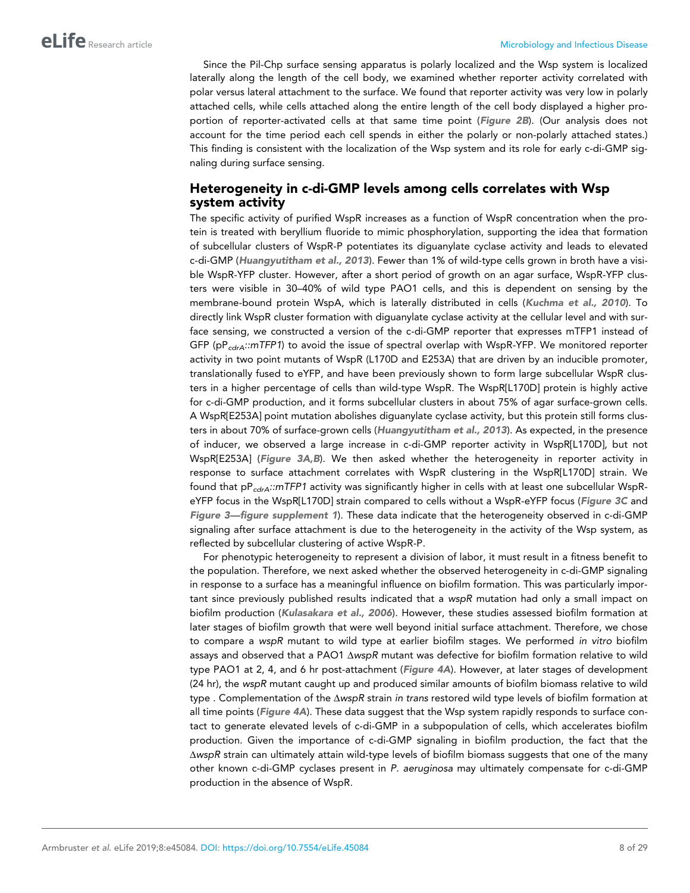Since the Pil-Chp surface sensing apparatus is polarly localized and the Wsp system is localized laterally along the length of the cell body, we examined whether reporter activity correlated with polar versus lateral attachment to the surface. We found that reporter activity was very low in polarly attached cells, while cells attached along the entire length of the cell body displayed a higher proportion of reporter-activated cells at that same time point (**Figure 2B**). (Our analysis does not account for the time period each cell spends in either the polarly or non-polarly attached states.) This finding is consistent with the localization of the Wsp system and its role for early c-di-GMP signaling during surface sensing.

## Heterogeneity in c-di-GMP levels among cells correlates with Wsp system activity

The specific activity of purified WspR increases as a function of WspR concentration when the protein is treated with beryllium fluoride to mimic phosphorylation, supporting the idea that formation of subcellular clusters of WspR-P potentiates its diguanylate cyclase activity and leads to elevated c-di-GMP (***Huangyutitham et al., 2013***). Fewer than 1% of wild-type cells grown in broth have a visible WspR-YFP cluster. However, after a short period of growth on an agar surface, WspR-YFP clusters were visible in 30–40% of wild type PAO1 cells, and this is dependent on sensing by the membrane-bound protein WspA, which is laterally distributed in cells (***Kuchma et al., 2010***). To directly link WspR cluster formation with diguanylate cyclase activity at the cellular level and with surface sensing, we constructed a version of the c-di-GMP reporter that expresses mTFP1 instead of GFP (pP$_{cdrA}$::*mTFP1*) to avoid the issue of spectral overlap with WspR-YFP. We monitored reporter activity in two point mutants of WspR (L170D and E253A) that are driven by an inducible promoter, translationally fused to eYFP, and have been previously shown to form large subcellular WspR clusters in a higher percentage of cells than wild-type WspR. The WspR[L170D] protein is highly active for c-di-GMP production, and it forms subcellular clusters in about 75% of agar surface-grown cells. A WspR[E253A] point mutation abolishes diguanylate cyclase activity, but this protein still forms clusters in about 70% of surface-grown cells (***Huangyutitham et al., 2013***). As expected, in the presence of inducer, we observed a large increase in c-di-GMP reporter activity in WspR[L170D], but not WspR[E253A] (**Figure 3A,B**). We then asked whether the heterogeneity in reporter activity in response to surface attachment correlates with WspR clustering in the WspR[L170D] strain. We found that pP$_{cdrA}$::*mTFP1* activity was significantly higher in cells with at least one subcellular WspR-eYFP focus in the WspR[L170D] strain compared to cells without a WspR-eYFP focus (**Figure 3C** and **Figure 3—figure supplement 1**). These data indicate that the heterogeneity observed in c-di-GMP signaling after surface attachment is due to the heterogeneity in the activity of the Wsp system, as reflected by subcellular clustering of active WspR-P.

For phenotypic heterogeneity to represent a division of labor, it must result in a fitness benefit to the population. Therefore, we next asked whether the observed heterogeneity in c-di-GMP signaling in response to a surface has a meaningful influence on biofilm formation. This was particularly important since previously published results indicated that a *wspR* mutation had only a small impact on biofilm production (***Kulasakara et al., 2006***). However, these studies assessed biofilm formation at later stages of biofilm growth that were well beyond initial surface attachment. Therefore, we chose to compare a *wspR* mutant to wild type at earlier biofilm stages. We performed *in vitro* biofilm assays and observed that a PAO1 Δ*wspR* mutant was defective for biofilm formation relative to wild type PAO1 at 2, 4, and 6 hr post-attachment (**Figure 4A**). However, at later stages of development (24 hr), the *wspR* mutant caught up and produced similar amounts of biofilm biomass relative to wild type . Complementation of the Δ*wspR* strain *in trans* restored wild type levels of biofilm formation at all time points (**Figure 4A**). These data suggest that the Wsp system rapidly responds to surface contact to generate elevated levels of c-di-GMP in a subpopulation of cells, which accelerates biofilm production. Given the importance of c-di-GMP signaling in biofilm production, the fact that the Δ*wspR* strain can ultimately attain wild-type levels of biofilm biomass suggests that one of the many other known c-di-GMP cyclases present in *P. aeruginosa* may ultimately compensate for c-di-GMP production in the absence of WspR.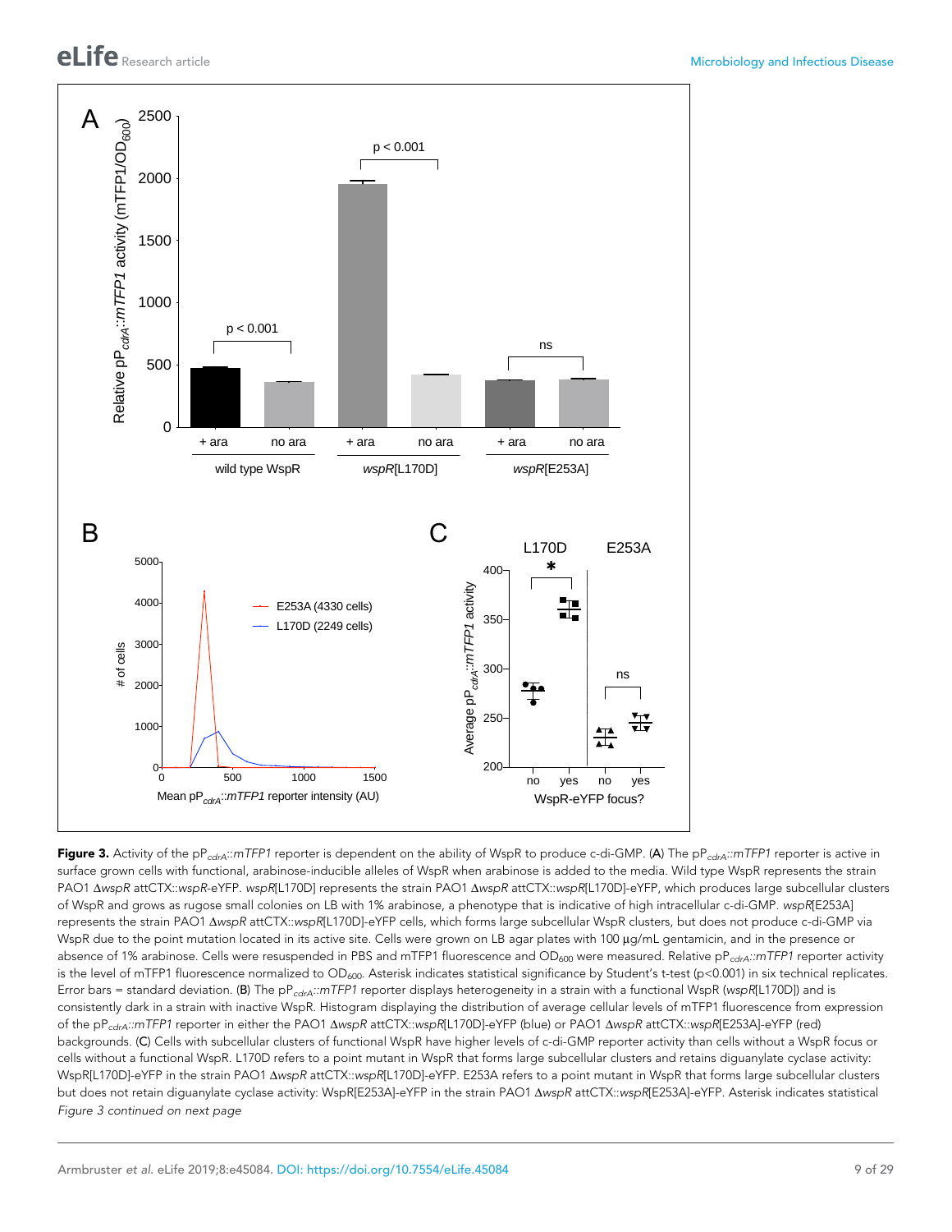A

Relative $pP_{cdrA}$::*mTFP1* activity (mTFP1/$OD_{600}$)

2500
2000
1500
1000
500
0

p < 0.001
p < 0.001
ns

+ ara
no ara
+ ara
no ara
+ ara
no ara

wild type WspR
*wspR*[L170D]
*wspR*[E253A]

B

\# of cells

5000
4000
3000
2000
1000
0

E253A (4330 cells)
L170D (2249 cells)

0
500
1000
1500

Mean $pP_{cdrA}$::*mTFP1* reporter intensity (AU)

C

L170D
E253A

Average $pP_{cdrA}$::*mTFP1* activity

400
350
300
250
200

*
ns

no
yes
no
yes

WspR-eYFP focus?

**Figure 3.** Activity of the $pP_{cdrA}$::*mTFP1* reporter is dependent on the ability of WspR to produce c-di-GMP. (**A**) The $pP_{cdrA}$::*mTFP1* reporter is active in surface grown cells with functional, arabinose-inducible alleles of WspR when arabinose is added to the media. Wild type WspR represents the strain PAO1 Δ*wspR* attCTX::*wspR*-eYFP. *wspR*[L170D] represents the strain PAO1 Δ*wspR* attCTX::*wspR*[L170D]-eYFP, which produces large subcellular clusters of WspR and grows as rugose small colonies on LB with 1% arabinose, a phenotype that is indicative of high intracellular c-di-GMP. *wspR*[E253A] represents the strain PAO1 Δ*wspR* attCTX::*wspR*[L170D]-eYFP cells, which forms large subcellular WspR clusters, but does not produce c-di-GMP via WspR due to the point mutation located in its active site. Cells were grown on LB agar plates with 100 µg/mL gentamicin, and in the presence or absence of 1% arabinose. Cells were resuspended in PBS and mTFP1 fluorescence and $OD_{600}$ were measured. Relative $pP_{cdrA}$::*mTFP1* reporter activity is the level of mTFP1 fluorescence normalized to $OD_{600}$. Asterisk indicates statistical significance by Student's t-test ($p<0.001$) in six technical replicates. Error bars = standard deviation. (**B**) The $pP_{cdrA}$::*mTFP1* reporter displays heterogeneity in a strain with a functional WspR (*wspR*[L170D]) and is consistently dark in a strain with inactive WspR. Histogram displaying the distribution of average cellular levels of mTFP1 fluorescence from expression of the $pP_{cdrA}$::*mTFP1* reporter in either the PAO1 Δ*wspR* attCTX::*wspR*[L170D]-eYFP (blue) or PAO1 Δ*wspR* attCTX::*wspR*[E253A]-eYFP (red) backgrounds. (**C**) Cells with subcellular clusters of functional WspR have higher levels of c-di-GMP reporter activity than cells without a WspR focus or cells without a functional WspR. L170D refers to a point mutant in WspR that forms large subcellular clusters and retains diguanylate cyclase activity: WspR[L170D]-eYFP in the strain PAO1 Δ*wspR* attCTX::*wspR*[L170D]-eYFP. E253A refers to a point mutant in WspR that forms large subcellular clusters but does not retain diguanylate cyclase activity: WspR[E253A]-eYFP in the strain PAO1 Δ*wspR* attCTX::*wspR*[E253A]-eYFP. Asterisk indicates statistical
*Figure 3 continued on next page*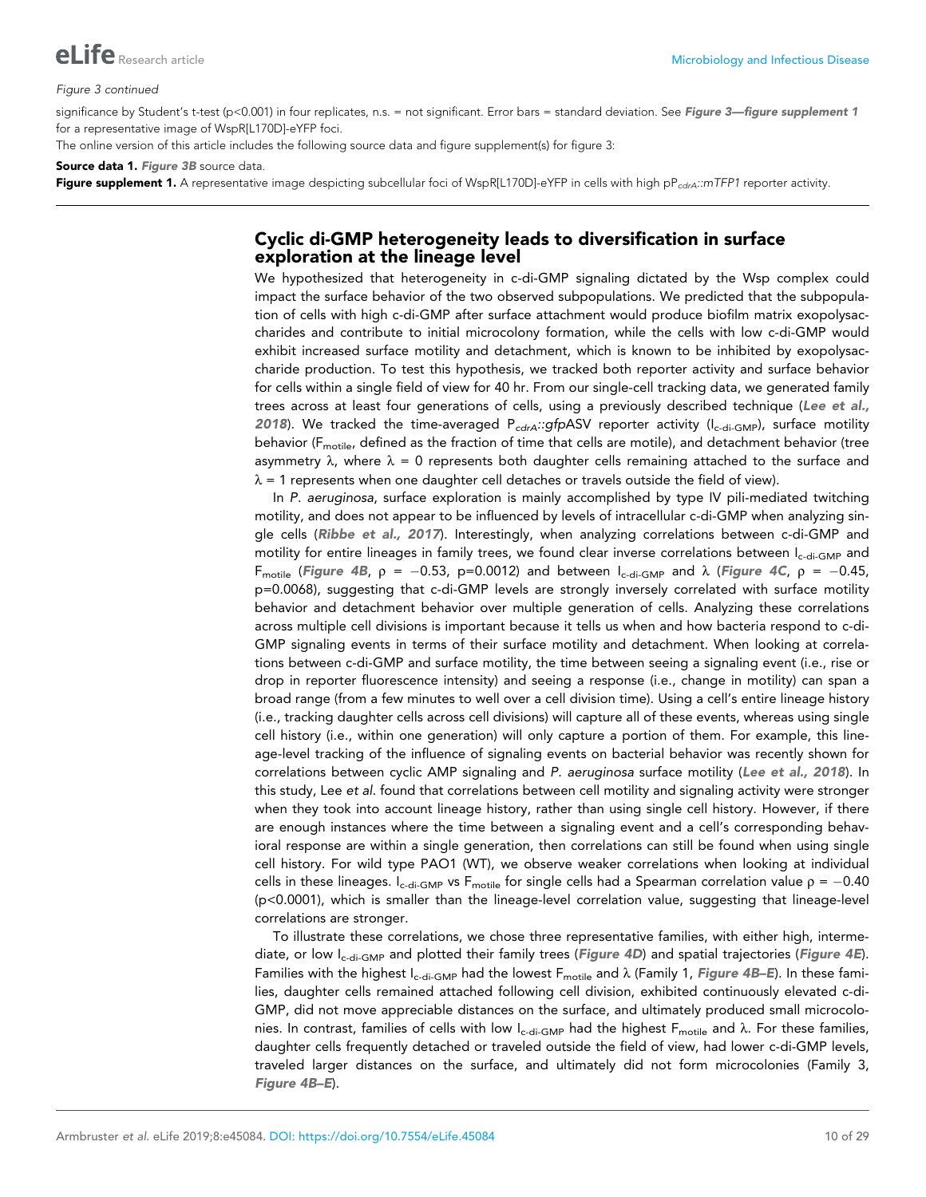*Figure 3 continued*

significance by Student's t-test (p<0.001) in four replicates, n.s. = not significant. Error bars = standard deviation. See **Figure 3—figure supplement 1** for a representative image of WspR[L170D]-eYFP foci.

The online version of this article includes the following source data and figure supplement(s) for figure 3:

**Source data 1.** *Figure 3B* source data.

**Figure supplement 1.** A representative image despicting subcellular foci of WspR[L170D]-eYFP in cells with high p$P_{cdrA}$::*mTFP1* reporter activity.

## Cyclic di-GMP heterogeneity leads to diversification in surface exploration at the lineage level

We hypothesized that heterogeneity in c-di-GMP signaling dictated by the Wsp complex could impact the surface behavior of the two observed subpopulations. We predicted that the subpopulation of cells with high c-di-GMP after surface attachment would produce biofilm matrix exopolysaccharides and contribute to initial microcolony formation, while the cells with low c-di-GMP would exhibit increased surface motility and detachment, which is known to be inhibited by exopolysaccharide production. To test this hypothesis, we tracked both reporter activity and surface behavior for cells within a single field of view for 40 hr. From our single-cell tracking data, we generated family trees across at least four generations of cells, using a previously described technique (**Lee et al., 2018**). We tracked the time-averaged $P_{cdrA}$::*gfp*ASV reporter activity ($I_{c\text{-}di\text{-}GMP}$), surface motility behavior ($F_{motile}$, defined as the fraction of time that cells are motile), and detachment behavior (tree asymmetry $\lambda$, where $\lambda$ = 0 represents both daughter cells remaining attached to the surface and $\lambda$ = 1 represents when one daughter cell detaches or travels outside the field of view).

In *P. aeruginosa*, surface exploration is mainly accomplished by type IV pili-mediated twitching motility, and does not appear to be influenced by levels of intracellular c-di-GMP when analyzing single cells (**Ribbe et al., 2017**). Interestingly, when analyzing correlations between c-di-GMP and motility for entire lineages in family trees, we found clear inverse correlations between $I_{c\text{-}di\text{-}GMP}$ and $F_{motile}$ (**Figure 4B**, $\rho$ = −0.53, p=0.0012) and between $I_{c\text{-}di\text{-}GMP}$ and $\lambda$ (**Figure 4C**, $\rho$ = −0.45, p=0.0068), suggesting that c-di-GMP levels are strongly inversely correlated with surface motility behavior and detachment behavior over multiple generation of cells. Analyzing these correlations across multiple cell divisions is important because it tells us when and how bacteria respond to c-di-GMP signaling events in terms of their surface motility and detachment. When looking at correlations between c-di-GMP and surface motility, the time between seeing a signaling event (i.e., rise or drop in reporter fluorescence intensity) and seeing a response (i.e., change in motility) can span a broad range (from a few minutes to well over a cell division time). Using a cell's entire lineage history (i.e., tracking daughter cells across cell divisions) will capture all of these events, whereas using single cell history (i.e., within one generation) will only capture a portion of them. For example, this lineage-level tracking of the influence of signaling events on bacterial behavior was recently shown for correlations between cyclic AMP signaling and *P. aeruginosa* surface motility (**Lee et al., 2018**). In this study, Lee *et al.* found that correlations between cell motility and signaling activity were stronger when they took into account lineage history, rather than using single cell history. However, if there are enough instances where the time between a signaling event and a cell's corresponding behavioral response are within a single generation, then correlations can still be found when using single cell history. For wild type PAO1 (WT), we observe weaker correlations when looking at individual cells in these lineages. $I_{c\text{-}di\text{-}GMP}$ vs $F_{motile}$ for single cells had a Spearman correlation value $\rho$ = −0.40 (p<0.0001), which is smaller than the lineage-level correlation value, suggesting that lineage-level correlations are stronger.

To illustrate these correlations, we chose three representative families, with either high, intermediate, or low $I_{c\text{-}di\text{-}GMP}$ and plotted their family trees (**Figure 4D**) and spatial trajectories (**Figure 4E**). Families with the highest $I_{c\text{-}di\text{-}GMP}$ had the lowest $F_{motile}$ and $\lambda$ (Family 1, **Figure 4B–E**). In these families, daughter cells remained attached following cell division, exhibited continuously elevated c-di-GMP, did not move appreciable distances on the surface, and ultimately produced small microcolonies. In contrast, families of cells with low $I_{c\text{-}di\text{-}GMP}$ had the highest $F_{motile}$ and $\lambda$. For these families, daughter cells frequently detached or traveled outside the field of view, had lower c-di-GMP levels, traveled larger distances on the surface, and ultimately did not form microcolonies (Family 3, **Figure 4B–E**).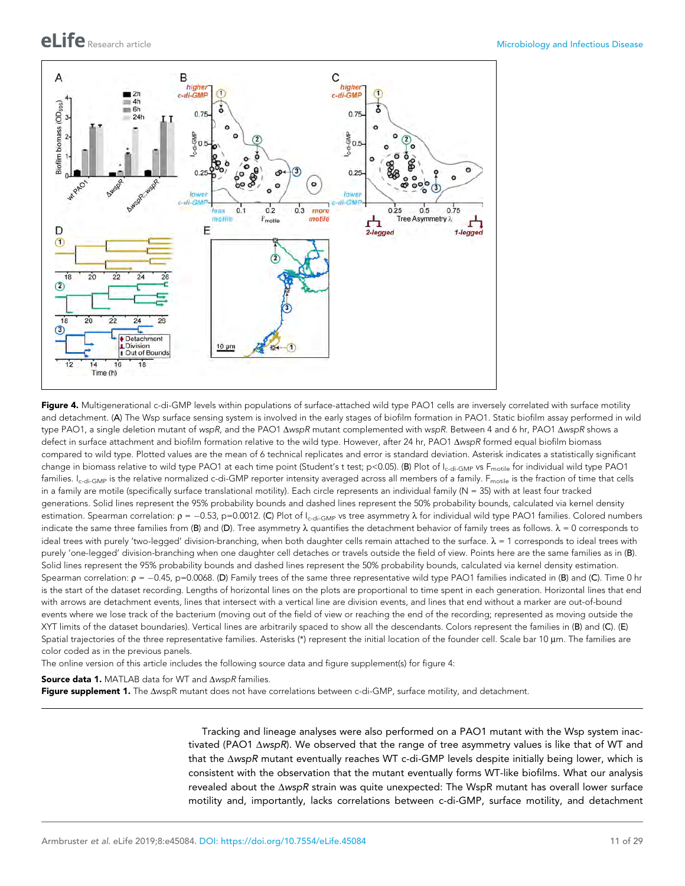A

Biofilm biomass ($OD_{595}$)

2h
4h
6h
24h

wt PAO1
ΔwspR
ΔwspR::wspR

B

higher c-di-GMP

lower c-di-GMP

$I_{c\text{-}di\text{-}GMP}$

0.75
0.5
0.25

less motile
0.1
0.2
0.3
more motile

$F_{motile}$

C

higher c-di-GMP

lower c-di-GMP

$I_{c\text{-}di\text{-}GMP}$

0.75
0.5
0.25

0.25
0.5
0.75

Tree Asymmetry λ

2-legged
1-legged

D

18 20 22 24 26

18 20 22 24 26

12 14 16 18

Time (h)

Detachment
Division
Out of Bounds

E

10 μm

**Figure 4.** Multigenerational c-di-GMP levels within populations of surface-attached wild type PAO1 cells are inversely correlated with surface motility and detachment. (**A**) The Wsp surface sensing system is involved in the early stages of biofilm formation in PAO1. Static biofilm assay performed in wild type PAO1, a single deletion mutant of *wspR*, and the PAO1 Δ*wspR* mutant complemented with *wspR*. Between 4 and 6 hr, PAO1 Δ*wspR* shows a defect in surface attachment and biofilm formation relative to the wild type. However, after 24 hr, PAO1 Δ*wspR* formed equal biofilm biomass compared to wild type. Plotted values are the mean of 6 technical replicates and error is standard deviation. Asterisk indicates a statistically significant change in biomass relative to wild type PAO1 at each time point (Student's t test; $p<0.05$). (**B**) Plot of $I_{c\text{-}di\text{-}GMP}$ vs $F_{motile}$ for individual wild type PAO1 families. $I_{c\text{-}di\text{-}GMP}$ is the relative normalized c-di-GMP reporter intensity averaged across all members of a family. $F_{motile}$ is the fraction of time that cells in a family are motile (specifically surface translational motility). Each circle represents an individual family (N = 35) with at least four tracked generations. Solid lines represent the 95% probability bounds and dashed lines represent the 50% probability bounds, calculated via kernel density estimation. Spearman correlation: $\rho = -0.53$, $p=0.0012$. (**C**) Plot of $I_{c\text{-}di\text{-}GMP}$ vs tree asymmetry λ for individual wild type PAO1 families. Colored numbers indicate the same three families from (**B**) and (**D**). Tree asymmetry λ quantifies the detachment behavior of family trees as follows. λ = 0 corresponds to ideal trees with purely 'two-legged' division-branching, when both daughter cells remain attached to the surface. λ = 1 corresponds to ideal trees with purely 'one-legged' division-branching when one daughter cell detaches or travels outside the field of view. Points here are the same families as in (**B**). Solid lines represent the 95% probability bounds and dashed lines represent the 50% probability bounds, calculated via kernel density estimation. Spearman correlation: $\rho = -0.45$, $p=0.0068$. (**D**) Family trees of the same three representative wild type PAO1 families indicated in (**B**) and (**C**). Time 0 hr is the start of the dataset recording. Lengths of horizontal lines on the plots are proportional to time spent in each generation. Horizontal lines that end with arrows are detachment events, lines that intersect with a vertical line are division events, and lines that end without a marker are out-of-bound events where we lose track of the bacterium (moving out of the field of view or reaching the end of the recording; represented as moving outside the XYT limits of the dataset boundaries). Vertical lines are arbitrarily spaced to show all the descendants. Colors represent the families in (**B**) and (**C**). (**E**) Spatial trajectories of the three representative families. Asterisks (*) represent the initial location of the founder cell. Scale bar 10 μm. The families are color coded as in previous panels.

The online version of this article includes the following source data and figure supplement(s) for figure 4:

**Source data 1.** MATLAB data for WT and Δ*wspR* families.

**Figure supplement 1.** The ΔwspR mutant does not have correlations between c-di-GMP, surface motility, and detachment.

Tracking and lineage analyses were also performed on a PAO1 mutant with the Wsp system inactivated (PAO1 Δ*wspR*). We observed that the range of tree asymmetry values is like that of WT and that the Δ*wspR* mutant eventually reaches WT c-di-GMP levels despite initially being lower, which is consistent with the observation that the mutant eventually forms WT-like biofilms. What our analysis revealed about the Δ*wspR* strain was quite unexpected: The WspR mutant has overall lower surface motility and, importantly, lacks correlations between c-di-GMP, surface motility, and detachment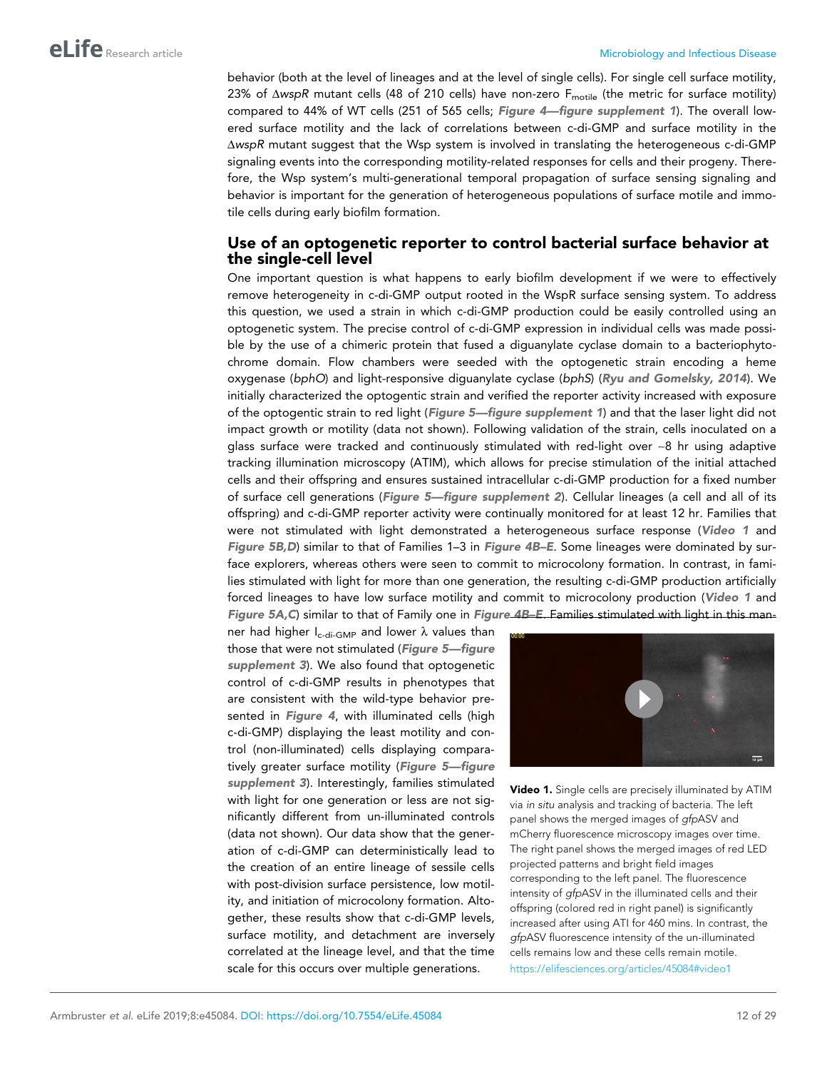behavior (both at the level of lineages and at the level of single cells). For single cell surface motility, 23% of Δ*wspR* mutant cells (48 of 210 cells) have non-zero $F_{motile}$ (the metric for surface motility) compared to 44% of WT cells (251 of 565 cells; ***Figure 4—figure supplement 1***). The overall lowered surface motility and the lack of correlations between c-di-GMP and surface motility in the Δ*wspR* mutant suggest that the Wsp system is involved in translating the heterogeneous c-di-GMP signaling events into the corresponding motility-related responses for cells and their progeny. Therefore, the Wsp system's multi-generational temporal propagation of surface sensing signaling and behavior is important for the generation of heterogeneous populations of surface motile and immotile cells during early biofilm formation.

## Use of an optogenetic reporter to control bacterial surface behavior at the single-cell level

One important question is what happens to early biofilm development if we were to effectively remove heterogeneity in c-di-GMP output rooted in the WspR surface sensing system. To address this question, we used a strain in which c-di-GMP production could be easily controlled using an optogenetic system. The precise control of c-di-GMP expression in individual cells was made possible by the use of a chimeric protein that fused a diguanylate cyclase domain to a bacteriophytochrome domain. Flow chambers were seeded with the optogenetic strain encoding a heme oxygenase (*bphO*) and light-responsive diguanylate cyclase (*bphS*) (***Ryu and Gomelsky, 2014***). We initially characterized the optogentic strain and verified the reporter activity increased with exposure of the optogentic strain to red light (***Figure 5—figure supplement 1***) and that the laser light did not impact growth or motility (data not shown). Following validation of the strain, cells inoculated on a glass surface were tracked and continuously stimulated with red-light over ~8 hr using adaptive tracking illumination microscopy (ATIM), which allows for precise stimulation of the initial attached cells and their offspring and ensures sustained intracellular c-di-GMP production for a fixed number of surface cell generations (***Figure 5—figure supplement 2***). Cellular lineages (a cell and all of its offspring) and c-di-GMP reporter activity were continually monitored for at least 12 hr. Families that were not stimulated with light demonstrated a heterogeneous surface response (***Video 1*** and ***Figure 5B,D***) similar to that of Families 1–3 in ***Figure 4B–E***. Some lineages were dominated by surface explorers, whereas others were seen to commit to microcolony formation. In contrast, in families stimulated with light for more than one generation, the resulting c-di-GMP production artificially forced lineages to have low surface motility and commit to microcolony production (***Video 1*** and ***Figure 5A,C***) similar to that of Family one in ***Figure 4B–E***. Families stimulated with light in this manner had higher $I_{c\text{-}di\text{-}GMP}$ and lower λ values than those that were not stimulated (***Figure 5—figure supplement 3***). We also found that optogenetic control of c-di-GMP results in phenotypes that are consistent with the wild-type behavior presented in ***Figure 4***, with illuminated cells (high c-di-GMP) displaying the least motility and control (non-illuminated) cells displaying comparatively greater surface motility (***Figure 5—figure supplement 3***). Interestingly, families stimulated with light for one generation or less are not significantly different from un-illuminated controls (data not shown). Our data show that the generation of c-di-GMP can deterministically lead to the creation of an entire lineage of sessile cells with post-division surface persistence, low motility, and initiation of microcolony formation. Altogether, these results show that c-di-GMP levels, surface motility, and detachment are inversely correlated at the lineage level, and that the time scale for this occurs over multiple generations.

**Video 1.** Single cells are precisely illuminated by ATIM via *in situ* analysis and tracking of bacteria. The left panel shows the merged images of *gfp*ASV and mCherry fluorescence microscopy images over time. The right panel shows the merged images of red LED projected patterns and bright field images corresponding to the left panel. The fluorescence intensity of *gfp*ASV in the illuminated cells and their offspring (colored red in right panel) is significantly increased after using ATI for 460 mins. In contrast, the *gfp*ASV fluorescence intensity of the un-illuminated cells remains low and these cells remain motile.
https://elifesciences.org/articles/45084#video1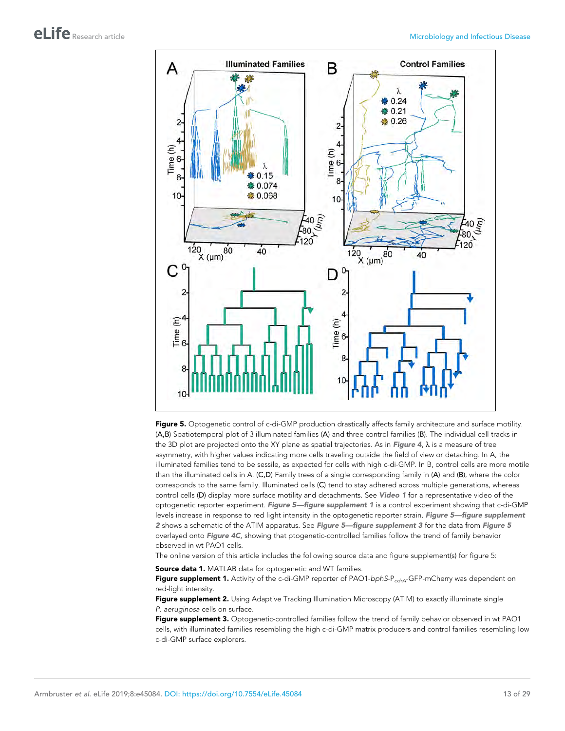A Illuminated Families

B Control Families

λ
0.15
0.074
0.068

λ
0.24
0.21
0.26

Time (h)
2
4
6
8
10

X (μm)
120
80
40

Y (μm)
40
80
120

C

D

Time (h)
0
2
4
6
8
10

**Figure 5.** Optogenetic control of c-di-GMP production drastically affects family architecture and surface motility. (**A**,**B**) Spatiotemporal plot of 3 illuminated families (**A**) and three control families (**B**). The individual cell tracks in the 3D plot are projected onto the XY plane as spatial trajectories. As in ***Figure 4***, λ is a measure of tree asymmetry, with higher values indicating more cells traveling outside the field of view or detaching. In A, the illuminated families tend to be sessile, as expected for cells with high c-di-GMP. In B, control cells are more motile than the illuminated cells in A. (**C**,**D**) Family trees of a single corresponding family in (**A**) and (**B**), where the color corresponds to the same family. Illuminated cells (**C**) tend to stay adhered across multiple generations, whereas control cells (**D**) display more surface motility and detachments. See ***Video 1*** for a representative video of the optogenetic reporter experiment. ***Figure 5—figure supplement 1*** is a control experiment showing that c-di-GMP levels increase in response to red light intensity in the optogenetic reporter strain. ***Figure 5—figure supplement 2*** shows a schematic of the ATIM apparatus. See ***Figure 5—figure supplement 3*** for the data from ***Figure 5*** overlayed onto ***Figure 4C***, showing that ptogenetic-controlled families follow the trend of family behavior observed in wt PAO1 cells.

The online version of this article includes the following source data and figure supplement(s) for figure 5:

**Source data 1.** MATLAB data for optogenetic and WT families.

**Figure supplement 1.** Activity of the c-di-GMP reporter of PAO1-*bphS*-P$_{cdrA}$-GFP-mCherry was dependent on red-light intensity.

**Figure supplement 2.** Using Adaptive Tracking Illumination Microscopy (ATIM) to exactly illuminate single *P. aeruginosa* cells on surface.

**Figure supplement 3.** Optogenetic-controlled families follow the trend of family behavior observed in wt PAO1 cells, with illuminated families resembling the high c-di-GMP matrix producers and control families resembling low c-di-GMP surface explorers.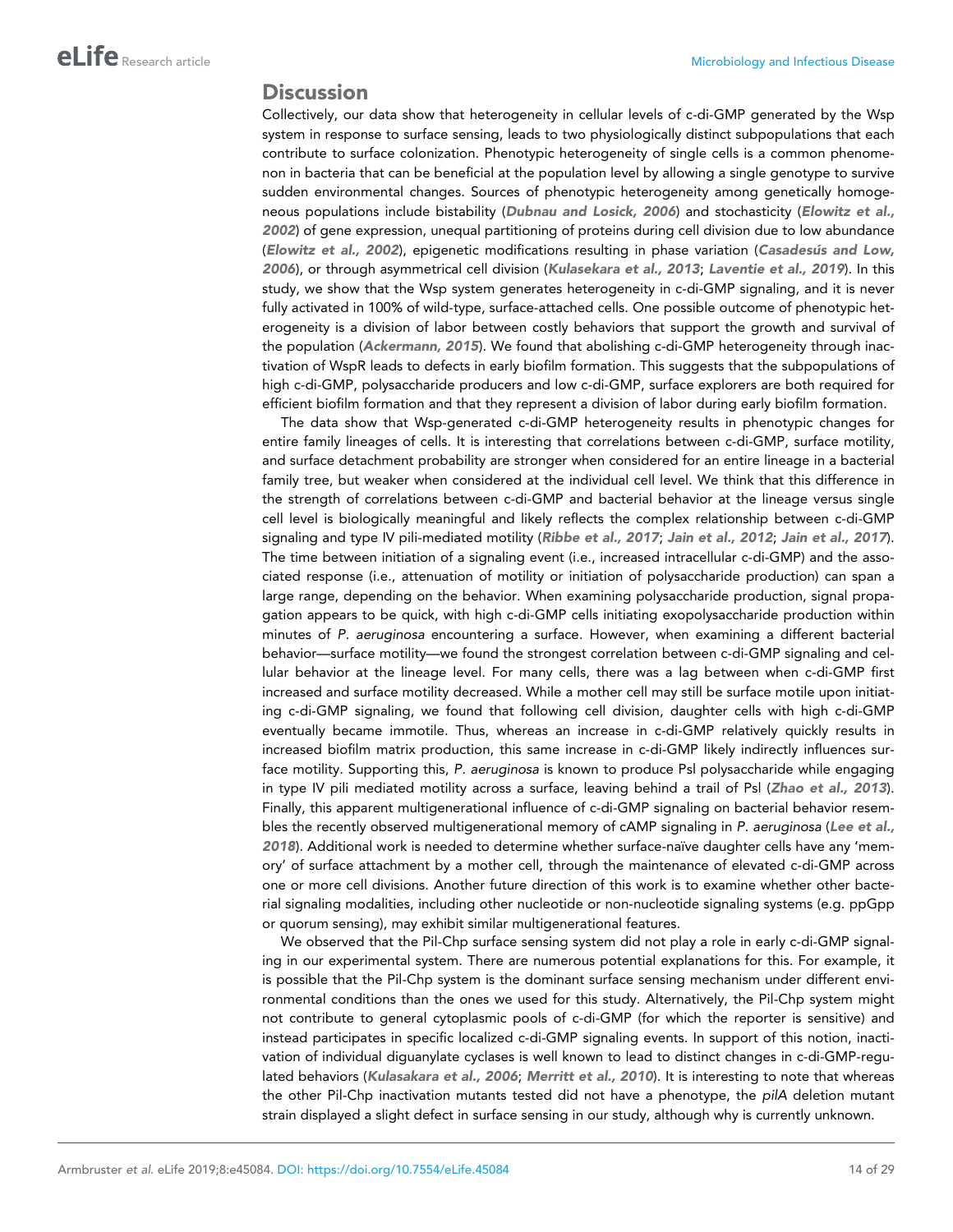## Discussion

Collectively, our data show that heterogeneity in cellular levels of c-di-GMP generated by the Wsp system in response to surface sensing, leads to two physiologically distinct subpopulations that each contribute to surface colonization. Phenotypic heterogeneity of single cells is a common phenomenon in bacteria that can be beneficial at the population level by allowing a single genotype to survive sudden environmental changes. Sources of phenotypic heterogeneity among genetically homogeneous populations include bistability (**Dubnau and Losick, 2006**) and stochasticity (**Elowitz et al., 2002**) of gene expression, unequal partitioning of proteins during cell division due to low abundance (**Elowitz et al., 2002**), epigenetic modifications resulting in phase variation (**Casadesús and Low, 2006**), or through asymmetrical cell division (**Kulasekara et al., 2013**; **Laventie et al., 2019**). In this study, we show that the Wsp system generates heterogeneity in c-di-GMP signaling, and it is never fully activated in 100% of wild-type, surface-attached cells. One possible outcome of phenotypic heterogeneity is a division of labor between costly behaviors that support the growth and survival of the population (**Ackermann, 2015**). We found that abolishing c-di-GMP heterogeneity through inactivation of WspR leads to defects in early biofilm formation. This suggests that the subpopulations of high c-di-GMP, polysaccharide producers and low c-di-GMP, surface explorers are both required for efficient biofilm formation and that they represent a division of labor during early biofilm formation.

The data show that Wsp-generated c-di-GMP heterogeneity results in phenotypic changes for entire family lineages of cells. It is interesting that correlations between c-di-GMP, surface motility, and surface detachment probability are stronger when considered for an entire lineage in a bacterial family tree, but weaker when considered at the individual cell level. We think that this difference in the strength of correlations between c-di-GMP and bacterial behavior at the lineage versus single cell level is biologically meaningful and likely reflects the complex relationship between c-di-GMP signaling and type IV pili-mediated motility (**Ribbe et al., 2017**; **Jain et al., 2012**; **Jain et al., 2017**). The time between initiation of a signaling event (i.e., increased intracellular c-di-GMP) and the associated response (i.e., attenuation of motility or initiation of polysaccharide production) can span a large range, depending on the behavior. When examining polysaccharide production, signal propagation appears to be quick, with high c-di-GMP cells initiating exopolysaccharide production within minutes of *P. aeruginosa* encountering a surface. However, when examining a different bacterial behavior—surface motility—we found the strongest correlation between c-di-GMP signaling and cellular behavior at the lineage level. For many cells, there was a lag between when c-di-GMP first increased and surface motility decreased. While a mother cell may still be surface motile upon initiating c-di-GMP signaling, we found that following cell division, daughter cells with high c-di-GMP eventually became immotile. Thus, whereas an increase in c-di-GMP relatively quickly results in increased biofilm matrix production, this same increase in c-di-GMP likely indirectly influences surface motility. Supporting this, *P. aeruginosa* is known to produce Psl polysaccharide while engaging in type IV pili mediated motility across a surface, leaving behind a trail of Psl (**Zhao et al., 2013**). Finally, this apparent multigenerational influence of c-di-GMP signaling on bacterial behavior resembles the recently observed multigenerational memory of cAMP signaling in *P. aeruginosa* (**Lee et al., 2018**). Additional work is needed to determine whether surface-naïve daughter cells have any 'memory' of surface attachment by a mother cell, through the maintenance of elevated c-di-GMP across one or more cell divisions. Another future direction of this work is to examine whether other bacterial signaling modalities, including other nucleotide or non-nucleotide signaling systems (e.g. ppGpp or quorum sensing), may exhibit similar multigenerational features.

We observed that the Pil-Chp surface sensing system did not play a role in early c-di-GMP signaling in our experimental system. There are numerous potential explanations for this. For example, it is possible that the Pil-Chp system is the dominant surface sensing mechanism under different environmental conditions than the ones we used for this study. Alternatively, the Pil-Chp system might not contribute to general cytoplasmic pools of c-di-GMP (for which the reporter is sensitive) and instead participates in specific localized c-di-GMP signaling events. In support of this notion, inactivation of individual diguanylate cyclases is well known to lead to distinct changes in c-di-GMP-regulated behaviors (**Kulasakara et al., 2006**; **Merritt et al., 2010**). It is interesting to note that whereas the other Pil-Chp inactivation mutants tested did not have a phenotype, the *pilA* deletion mutant strain displayed a slight defect in surface sensing in our study, although why is currently unknown.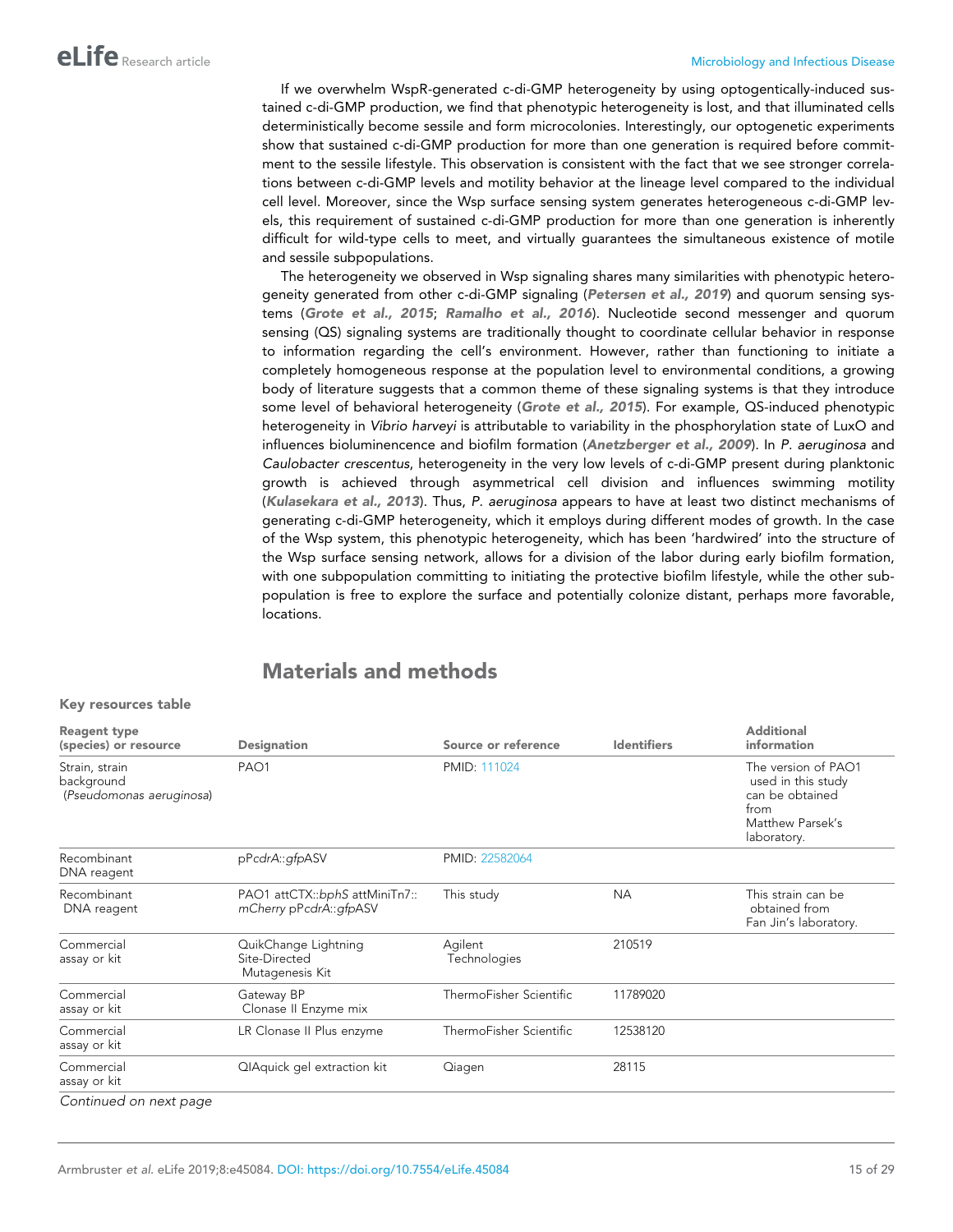If we overwhelm WspR-generated c-di-GMP heterogeneity by using optogentically-induced sustained c-di-GMP production, we find that phenotypic heterogeneity is lost, and that illuminated cells deterministically become sessile and form microcolonies. Interestingly, our optogenetic experiments show that sustained c-di-GMP production for more than one generation is required before commitment to the sessile lifestyle. This observation is consistent with the fact that we see stronger correlations between c-di-GMP levels and motility behavior at the lineage level compared to the individual cell level. Moreover, since the Wsp surface sensing system generates heterogeneous c-di-GMP levels, this requirement of sustained c-di-GMP production for more than one generation is inherently difficult for wild-type cells to meet, and virtually guarantees the simultaneous existence of motile and sessile subpopulations.

The heterogeneity we observed in Wsp signaling shares many similarities with phenotypic heterogeneity generated from other c-di-GMP signaling (**Petersen et al., 2019**) and quorum sensing systems (**Grote et al., 2015**; **Ramalho et al., 2016**). Nucleotide second messenger and quorum sensing (QS) signaling systems are traditionally thought to coordinate cellular behavior in response to information regarding the cell's environment. However, rather than functioning to initiate a completely homogeneous response at the population level to environmental conditions, a growing body of literature suggests that a common theme of these signaling systems is that they introduce some level of behavioral heterogeneity (**Grote et al., 2015**). For example, QS-induced phenotypic heterogeneity in *Vibrio harveyi* is attributable to variability in the phosphorylation state of LuxO and influences bioluminenscence and biofilm formation (**Anetzberger et al., 2009**). In *P. aeruginosa* and *Caulobacter crescentus*, heterogeneity in the very low levels of c-di-GMP present during planktonic growth is achieved through asymmetrical cell division and influences swimming motility (**Kulasekara et al., 2013**). Thus, *P. aeruginosa* appears to have at least two distinct mechanisms of generating c-di-GMP heterogeneity, which it employs during different modes of growth. In the case of the Wsp system, this phenotypic heterogeneity, which has been 'hardwired' into the structure of the Wsp surface sensing network, allows for a division of the labor during early biofilm formation, with one subpopulation committing to initiating the protective biofilm lifestyle, while the other subpopulation is free to explore the surface and potentially colonize distant, perhaps more favorable, locations.

## Materials and methods

### Key resources table

| Reagent type (species) or resource | Designation | Source or reference | Identifiers | Additional information |
|---|---|---|---|---|
| Strain, strain background (*Pseudomonas aeruginosa*) | PAO1 | PMID: 111024 | | The version of PAO1 used in this study can be obtained from Matthew Parsek's laboratory. |
| Recombinant DNA reagent | pP*cdrA*::*gfp*ASV | PMID: 22582064 | | |
| Recombinant DNA reagent | PAO1 attCTX::*bphS* attMiniTn7::*mCherry* pP*cdrA*::*gfp*ASV | This study | NA | This strain can be obtained from Fan Jin's laboratory. |
| Commercial assay or kit | QuikChange Lightning Site-Directed Mutagenesis Kit | Agilent Technologies | 210519 | |
| Commercial assay or kit | Gateway BP Clonase II Enzyme mix | ThermoFisher Scientific | 11789020 | |
| Commercial assay or kit | LR Clonase II Plus enzyme | ThermoFisher Scientific | 12538120 | |
| Commercial assay or kit | QIAquick gel extraction kit | Qiagen | 28115 | |

*Continued on next page*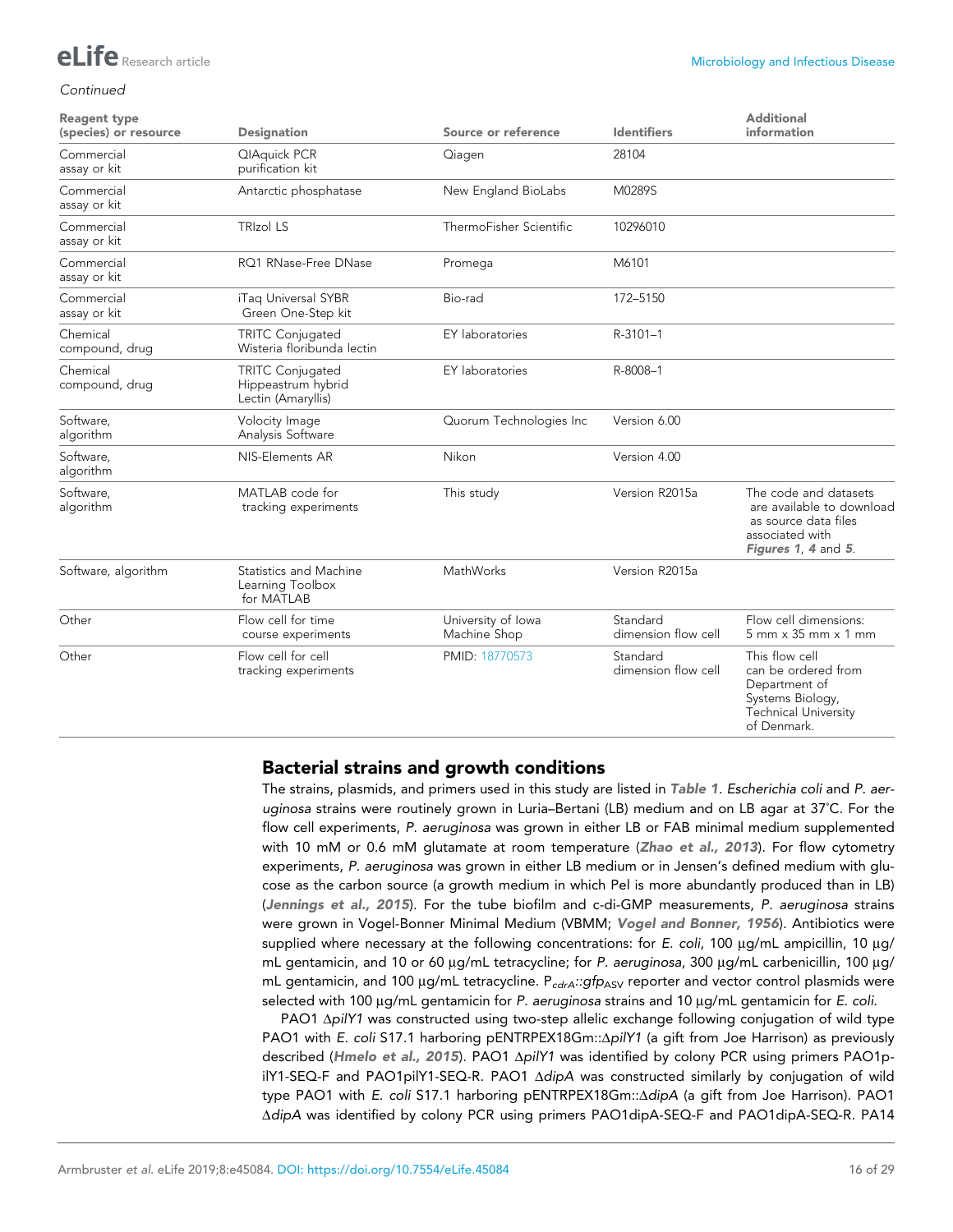*Continued*

| Reagent type (species) or resource | Designation | Source or reference | Identifiers | Additional information |
|---|---|---|---|---|
| Commercial assay or kit | QIAquick PCR purification kit | Qiagen | 28104 | |
| Commercial assay or kit | Antarctic phosphatase | New England BioLabs | M0289S | |
| Commercial assay or kit | TRIzol LS | ThermoFisher Scientific | 10296010 | |
| Commercial assay or kit | RQ1 RNase-Free DNase | Promega | M6101 | |
| Commercial assay or kit | iTaq Universal SYBR Green One-Step kit | Bio-rad | 172–5150 | |
| Chemical compound, drug | TRITC Conjugated Wisteria floribunda lectin | EY laboratories | R-3101–1 | |
| Chemical compound, drug | TRITC Conjugated Hippeastrum hybrid Lectin (Amaryllis) | EY laboratories | R-8008–1 | |
| Software, algorithm | Volocity Image Analysis Software | Quorum Technologies Inc | Version 6.00 | |
| Software, algorithm | NIS-Elements AR | Nikon | Version 4.00 | |
| Software, algorithm | MATLAB code for tracking experiments | This study | Version R2015a | The code and datasets are available to download as source data files associated with ***Figures 1***, ***4*** and ***5***. |
| Software, algorithm | Statistics and Machine Learning Toolbox for MATLAB | MathWorks | Version R2015a | |
| Other | Flow cell for time course experiments | University of Iowa Machine Shop | Standard dimension flow cell | Flow cell dimensions: 5 mm x 35 mm x 1 mm |
| Other | Flow cell for cell tracking experiments | PMID: 18770573 | Standard dimension flow cell | This flow cell can be ordered from Department of Systems Biology, Technical University of Denmark. |

## Bacterial strains and growth conditions

The strains, plasmids, and primers used in this study are listed in ***Table 1***. *Escherichia coli* and *P. aeruginosa* strains were routinely grown in Luria–Bertani (LB) medium and on LB agar at 37°C. For the flow cell experiments, *P. aeruginosa* was grown in either LB or FAB minimal medium supplemented with 10 mM or 0.6 mM glutamate at room temperature (***Zhao et al., 2013***). For flow cytometry experiments, *P. aeruginosa* was grown in either LB medium or in Jensen's defined medium with glucose as the carbon source (a growth medium in which Pel is more abundantly produced than in LB) (***Jennings et al., 2015***). For the tube biofilm and c-di-GMP measurements, *P. aeruginosa* strains were grown in Vogel-Bonner Minimal Medium (VBMM; ***Vogel and Bonner, 1956***). Antibiotics were supplied where necessary at the following concentrations: for *E. coli*, 100 µg/mL ampicillin, 10 µg/mL gentamicin, and 10 or 60 µg/mL tetracycline; for *P. aeruginosa*, 300 µg/mL carbenicillin, 100 µg/mL gentamicin, and 100 µg/mL tetracycline. $P_{cdrA}$::$gfp_{ASV}$ reporter and vector control plasmids were selected with 100 µg/mL gentamicin for *P. aeruginosa* strains and 10 µg/mL gentamicin for *E. coli*.

PAO1 Δ*pilY1* was constructed using two-step allelic exchange following conjugation of wild type PAO1 with *E. coli* S17.1 harboring pENTRPEX18Gm::Δ*pilY1* (a gift from Joe Harrison) as previously described (***Hmelo et al., 2015***). PAO1 Δ*pilY1* was identified by colony PCR using primers PAO1pilY1-SEQ-F and PAO1pilY1-SEQ-R. PAO1 Δ*dipA* was constructed similarly by conjugation of wild type PAO1 with *E. coli* S17.1 harboring pENTRPEX18Gm::Δ*dipA* (a gift from Joe Harrison). PAO1 Δ*dipA* was identified by colony PCR using primers PAO1dipA-SEQ-F and PAO1dipA-SEQ-R. PA14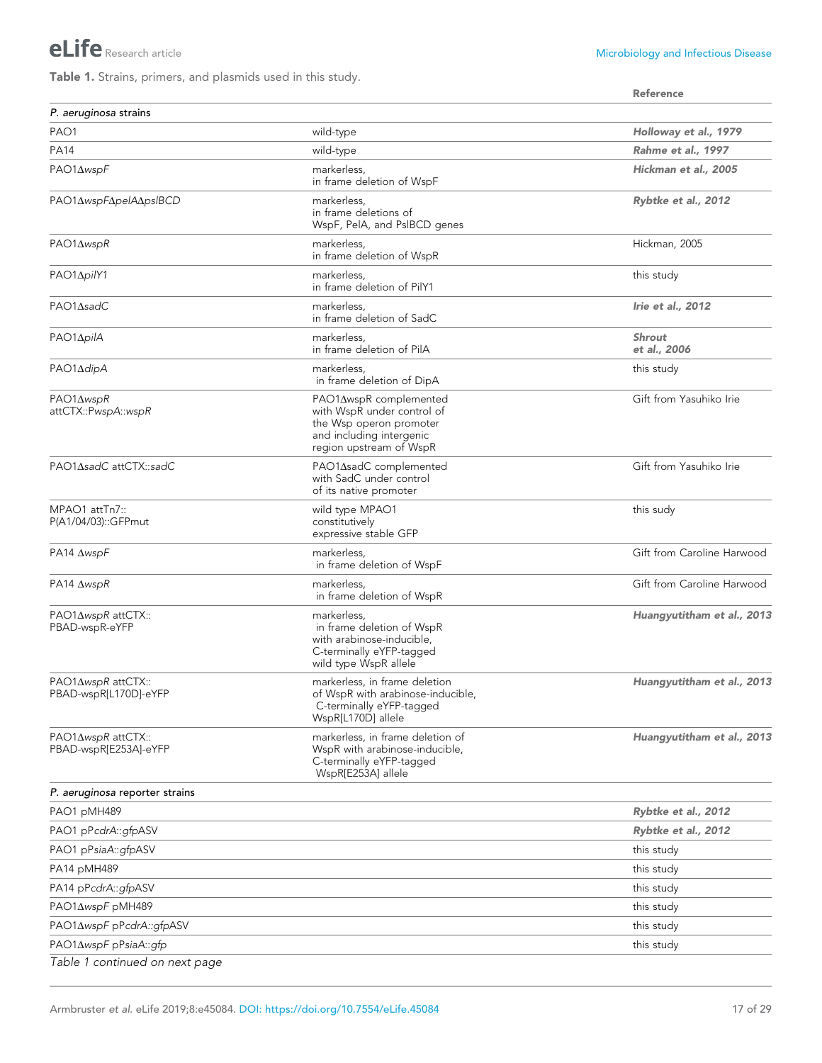**Table 1.** Strains, primers, and plasmids used in this study.

| | | Reference |
|---|---|---|
| *P. aeruginosa* strains | | |
| PAO1 | wild-type | ***Holloway et al., 1979*** |
| PA14 | wild-type | ***Rahme et al., 1997*** |
| PAO1Δ*wspF* | markerless, in frame deletion of WspF | ***Hickman et al., 2005*** |
| PAO1Δ*wspF*Δ*pelA*Δ*pslBCD* | markerless, in frame deletions of WspF, PelA, and PslBCD genes | ***Rybtke et al., 2012*** |
| PAO1Δ*wspR* | markerless, in frame deletion of WspR | Hickman, 2005 |
| PAO1Δ*pilY1* | markerless, in frame deletion of PilY1 | this study |
| PAO1Δ*sadC* | markerless, in frame deletion of SadC | ***Irie et al., 2012*** |
| PAO1Δ*pilA* | markerless, in frame deletion of PilA | ***Shrout et al., 2006*** |
| PAO1Δ*dipA* | markerless, in frame deletion of DipA | this study |
| PAO1Δ*wspR* attCTX::P*wspA*::*wspR* | PAO1ΔwspR complemented with WspR under control of the Wsp operon promoter and including intergenic region upstream of WspR | Gift from Yasuhiko Irie |
| PAO1Δ*sadC* attCTX::*sadC* | PAO1ΔsadC complemented with SadC under control of its native promoter | Gift from Yasuhiko Irie |
| MPAO1 attTn7::P(A1/04/03)::GFPmut | wild type MPAO1 constitutively expressive stable GFP | this sudy |
| PA14 Δ*wspF* | markerless, in frame deletion of WspF | Gift from Caroline Harwood |
| PA14 Δ*wspR* | markerless, in frame deletion of WspR | Gift from Caroline Harwood |
| PAO1Δ*wspR* attCTX::PBAD-wspR-eYFP | markerless, in frame deletion of WspR with arabinose-inducible, C-terminally eYFP-tagged wild type WspR allele | ***Huangyutitham et al., 2013*** |
| PAO1Δ*wspR* attCTX::PBAD-wspR[L170D]-eYFP | markerless, in frame deletion of WspR with arabinose-inducible, C-terminally eYFP-tagged WspR[L170D] allele | ***Huangyutitham et al., 2013*** |
| PAO1Δ*wspR* attCTX::PBAD-wspR[E253A]-eYFP | markerless, in frame deletion of WspR with arabinose-inducible, C-terminally eYFP-tagged WspR[E253A] allele | ***Huangyutitham et al., 2013*** |
| *P. aeruginosa* reporter strains | | |
| PAO1 pMH489 | | ***Rybtke et al., 2012*** |
| PAO1 pP*cdrA*::*gfp*ASV | | ***Rybtke et al., 2012*** |
| PAO1 pP*siaA*::*gfp*ASV | | this study |
| PA14 pMH489 | | this study |
| PA14 pP*cdrA*::*gfp*ASV | | this study |
| PAO1Δ*wspF* pMH489 | | this study |
| PAO1Δ*wspF* pP*cdrA*::*gfp*ASV | | this study |
| PAO1Δ*wspF* pP*siaA*::*gfp* | | this study |

*Table 1 continued on next page*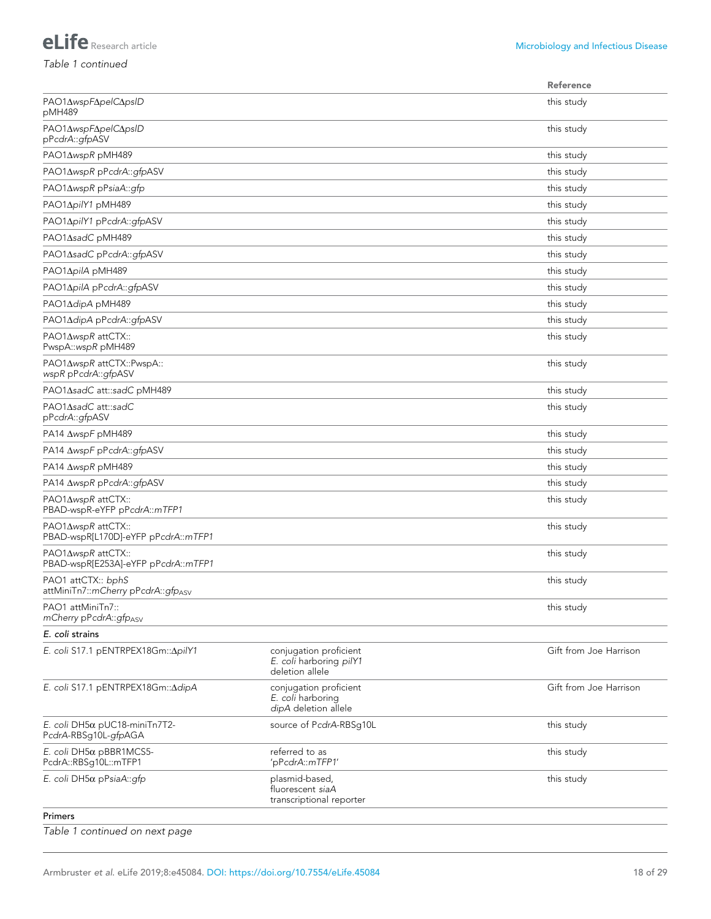*Table 1 continued*

| | | Reference |
|---|---|---|
| PAO1Δ*wspF*Δ*pelC*Δ*pslD* pMH489 | | this study |
| PAO1Δ*wspF*Δ*pelC*Δ*pslD* p*PcdrA*::*gfp*ASV | | this study |
| PAO1Δ*wspR* pMH489 | | this study |
| PAO1Δ*wspR* p*PcdrA*::*gfp*ASV | | this study |
| PAO1Δ*wspR* p*PsiaA*::*gfp* | | this study |
| PAO1Δ*pilY1* pMH489 | | this study |
| PAO1Δ*pilY1* p*PcdrA*::*gfp*ASV | | this study |
| PAO1Δ*sadC* pMH489 | | this study |
| PAO1Δ*sadC* p*PcdrA*::*gfp*ASV | | this study |
| PAO1Δ*pilA* pMH489 | | this study |
| PAO1Δ*pilA* p*PcdrA*::*gfp*ASV | | this study |
| PAO1Δ*dipA* pMH489 | | this study |
| PAO1Δ*dipA* p*PcdrA*::*gfp*ASV | | this study |
| PAO1Δ*wspR* attCTX:: PwspA::*wspR* pMH489 | | this study |
| PAO1Δ*wspR* attCTX::PwspA:: *wspR* p*PcdrA*::*gfp*ASV | | this study |
| PAO1Δ*sadC* att::*sadC* pMH489 | | this study |
| PAO1Δ*sadC* att::*sadC* p*PcdrA*::*gfp*ASV | | this study |
| PA14 Δ*wspF* pMH489 | | this study |
| PA14 Δ*wspF* p*PcdrA*::*gfp*ASV | | this study |
| PA14 Δ*wspR* pMH489 | | this study |
| PA14 Δ*wspR* p*PcdrA*::*gfp*ASV | | this study |
| PAO1Δ*wspR* attCTX:: PBAD-wspR-eYFP p*PcdrA*::*mTFP1* | | this study |
| PAO1Δ*wspR* attCTX:: PBAD-wspR[L170D]-eYFP p*PcdrA*::*mTFP1* | | this study |
| PAO1Δ*wspR* attCTX:: PBAD-wspR[E253A]-eYFP p*PcdrA*::*mTFP1* | | this study |
| PAO1 attCTX:: *bphS* attMiniTn7::*mCherry* p*PcdrA*::$gfp_{ASV}$ | | this study |
| PAO1 attMiniTn7:: *mCherry* p*PcdrA*::$gfp_{ASV}$ | | this study |
| ***E. coli* strains** | | |
| *E. coli* S17.1 pENTRPEX18Gm::Δ*pilY1* | conjugation proficient *E. coli* harboring *pilY1* deletion allele | Gift from Joe Harrison |
| *E. coli* S17.1 pENTRPEX18Gm::Δ*dipA* | conjugation proficient *E. coli* harboring *dipA* deletion allele | Gift from Joe Harrison |
| *E. coli* DH5α pUC18-miniTn7T2-PcdrA-RBSg10L-*gfp*AGA | source of *PcdrA*-RBSg10L | this study |
| *E. coli* DH5α pBBR1MCS5-PcdrA::RBSg10L::mTFP1 | referred to as 'p*PcdrA*::*mTFP1*' | this study |
| *E. coli* DH5α p*PsiaA*::*gfp* | plasmid-based, fluorescent *siaA* transcriptional reporter | this study |
| **Primers** | | |

*Table 1 continued on next page*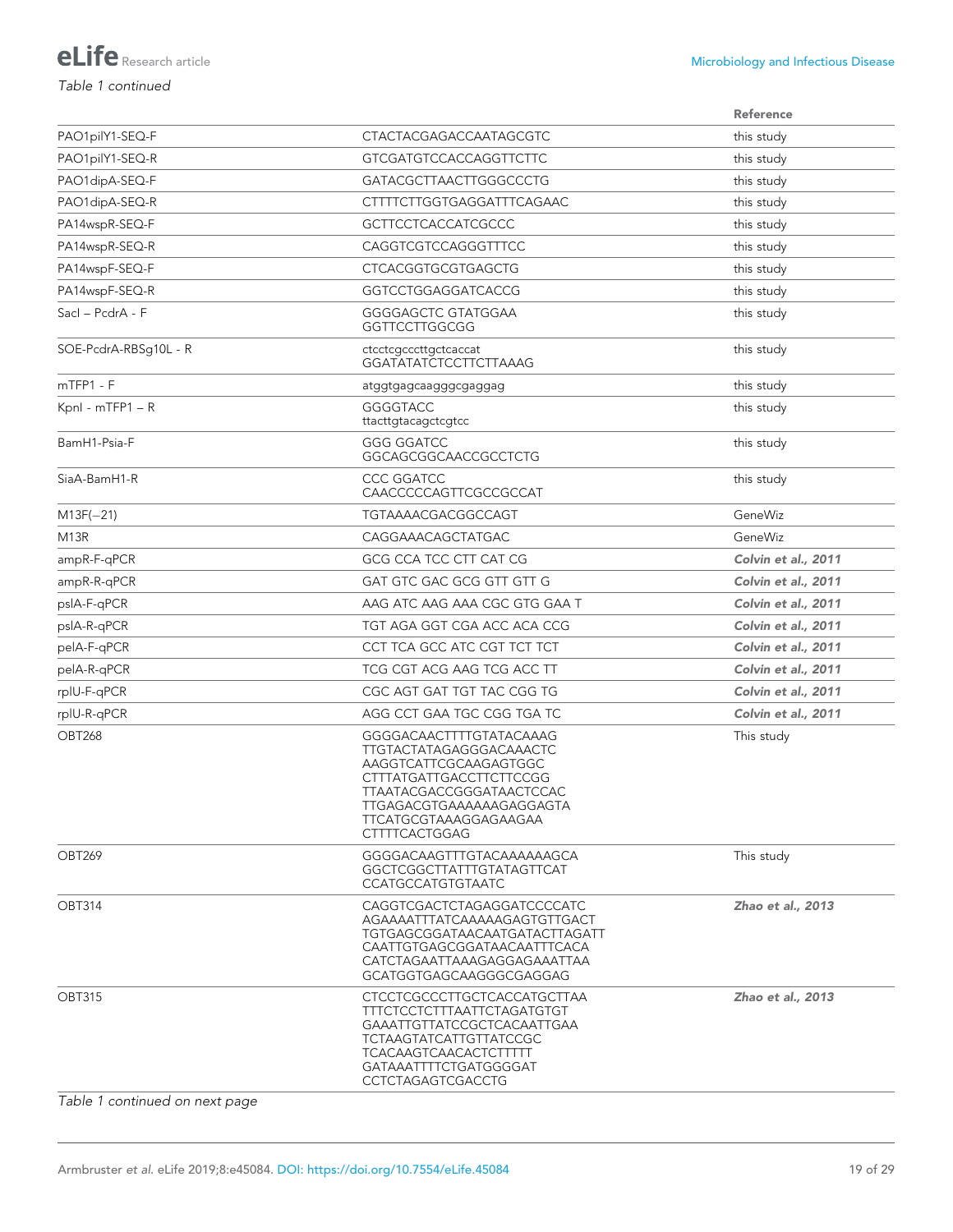*Table 1 continued*

| | | Reference |
|---|---|---|
| PAO1pilY1-SEQ-F | CTACTACGAGACCAATAGCGTC | this study |
| PAO1pilY1-SEQ-R | GTCGATGTCCACCAGGTTCTTC | this study |
| PAO1dipA-SEQ-F | GATACGCTTAACTTGGGCCCTG | this study |
| PAO1dipA-SEQ-R | CTTTTCTTGGTGAGGATTTCAGAAC | this study |
| PA14wspR-SEQ-F | GCTTCCTCACCATCGCCC | this study |
| PA14wspR-SEQ-R | CAGGTCGTCCAGGGTTTCC | this study |
| PA14wspF-SEQ-F | CTCACGGTGCGTGAGCTG | this study |
| PA14wspF-SEQ-R | GGTCCTGGAGGATCACCG | this study |
| SacI – PcdrA - F | GGGGAGCTC GTATGGAA GGTTCCTTGGCGG | this study |
| SOE-PcdrA-RBSg10L - R | ctcctcgcccttgctcaccat GGATATATCTCCTTCTTAAAG | this study |
| mTFP1 - F | atggtgagcaagggcgaggag | this study |
| KpnI - mTFP1 – R | GGGGTACC ttacttgtacagctcgtcc | this study |
| BamH1-Psia-F | GGG GGATCC GGCAGCGGCAACCGCCTCTG | this study |
| SiaA-BamH1-R | CCC GGATCC CAACCCCCAGTTCGCCGCCAT | this study |
| M13F(−21) | TGTAAAACGACGGCCAGT | GeneWiz |
| M13R | CAGGAAACAGCTATGAC | GeneWiz |
| ampR-F-qPCR | GCG CCA TCC CTT CAT CG | ***Colvin et al., 2011*** |
| ampR-R-qPCR | GAT GTC GAC GCG GTT GTT G | ***Colvin et al., 2011*** |
| pslA-F-qPCR | AAG ATC AAG AAA CGC GTG GAA T | ***Colvin et al., 2011*** |
| pslA-R-qPCR | TGT AGA GGT CGA ACC ACA CCG | ***Colvin et al., 2011*** |
| pelA-F-qPCR | CCT TCA GCC ATC CGT TCT TCT | ***Colvin et al., 2011*** |
| pelA-R-qPCR | TCG CGT ACG AAG TCG ACC TT | ***Colvin et al., 2011*** |
| rplU-F-qPCR | CGC AGT GAT TGT TAC CGG TG | ***Colvin et al., 2011*** |
| rplU-R-qPCR | AGG CCT GAA TGC CGG TGA TC | ***Colvin et al., 2011*** |
| OBT268 | GGGGACAACTTTTGTATACAAAG TTGTACTATAGAGGGACAAACTC AAGGTCATTCGCAAGAGTGGC CTTTATGATTGACCTTCTTCCGG TTAATACGACCGGGATAACTCCAC TTGAGACGTGAAAAAAGAGGAGTA TTCATGCGTAAAGGAGAAGAA CTTTTCACTGGAG | This study |
| OBT269 | GGGGACAAGTTTGTACAAAAAAGCA GGCTCGGCTTATTTGTATAGTTCAT CCATGCCATGTGTAATC | This study |
| OBT314 | CAGGTCGACTCTAGAGGATCCCCATC AGAAAATTTATCAAAAAGAGTGTTGACT TGTGAGCGGATAACAATGATACTTAGATT CAATTGTGAGCGGATAACAATTTCACA CATCTAGAATTAAAGAGGAGAAATTAA GCATGGTGAGCAAGGGCGAGGAG | ***Zhao et al., 2013*** |
| OBT315 | CTCCTCGCCCTTGCTCACCATGCTTAA TTTCTCCTCTTTAATTCTAGATGTGT GAAATTGTTATCCGCTCACAATTGAA TCTAAGTATCATTGTTATCCGC TCACAAGTCAACACTCTTTTT GATAAATTTTCTGATGGGGAT CCTCTAGAGTCGACCTG | ***Zhao et al., 2013*** |

*Table 1 continued on next page*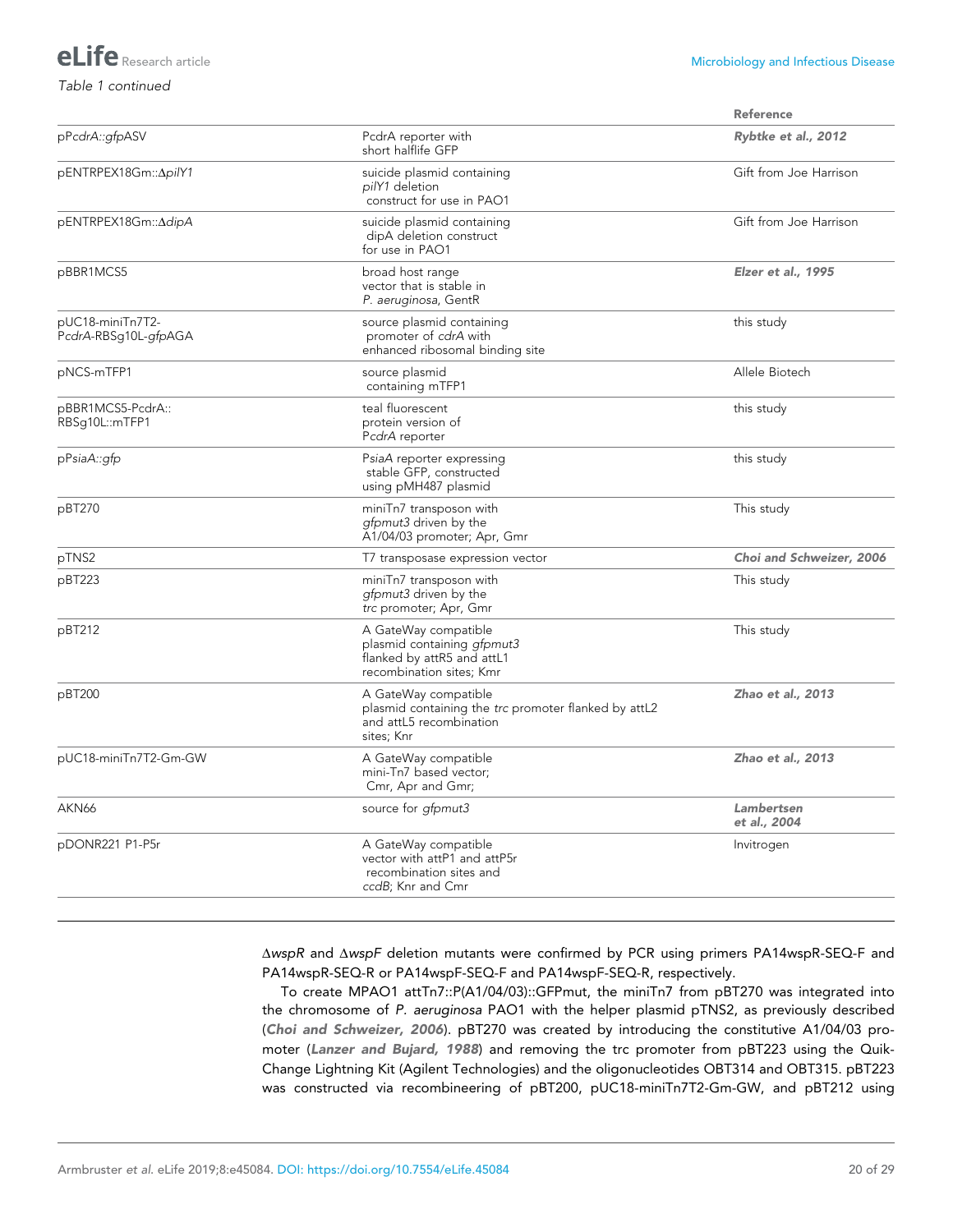*Table 1 continued*

| | | Reference |
|---|---|---|
| p*PcdrA::gfp*ASV | PcdrA reporter with short halflife GFP | *Rybtke et al., 2012* |
| pENTRPEX18Gm::Δ*pilY1* | suicide plasmid containing *pilY1* deletion construct for use in PAO1 | Gift from Joe Harrison |
| pENTRPEX18Gm::Δ*dipA* | suicide plasmid containing dipA deletion construct for use in PAO1 | Gift from Joe Harrison |
| pBBR1MCS5 | broad host range vector that is stable in *P. aeruginosa*, GentR | *Elzer et al., 1995* |
| pUC18-miniTn7T2-P*cdrA*-RBSg10L-*gfp*AGA | source plasmid containing promoter of *cdrA* with enhanced ribosomal binding site | this study |
| pNCS-mTFP1 | source plasmid containing mTFP1 | Allele Biotech |
| pBBR1MCS5-PcdrA::RBSg10L::mTFP1 | teal fluorescent protein version of P*cdrA* reporter | this study |
| p*PsiaA::gfp* | P*siaA* reporter expressing stable GFP, constructed using pMH487 plasmid | this study |
| pBT270 | miniTn7 transposon with *gfpmut3* driven by the A1/04/03 promoter; Apr, Gmr | This study |
| pTNS2 | T7 transposase expression vector | *Choi and Schweizer, 2006* |
| pBT223 | miniTn7 transposon with *gfpmut3* driven by the *trc* promoter; Apr, Gmr | This study |
| pBT212 | A GateWay compatible plasmid containing *gfpmut3* flanked by attR5 and attL1 recombination sites; Kmr | This study |
| pBT200 | A GateWay compatible plasmid containing the *trc* promoter flanked by attL2 and attL5 recombination sites; Knr | *Zhao et al., 2013* |
| pUC18-miniTn7T2-Gm-GW | A GateWay compatible mini-Tn7 based vector; Cmr, Apr and Gmr; | *Zhao et al., 2013* |
| AKN66 | source for *gfpmut3* | *Lambertsen et al., 2004* |
| pDONR221 P1-P5r | A GateWay compatible vector with attP1 and attP5r recombination sites and *ccdB*; Knr and Cmr | Invitrogen |

Δ*wspR* and Δ*wspF* deletion mutants were confirmed by PCR using primers PA14wspR-SEQ-F and PA14wspR-SEQ-R or PA14wspF-SEQ-F and PA14wspF-SEQ-R, respectively.

To create MPAO1 attTn7::P(A1/04/03)::GFPmut, the miniTn7 from pBT270 was integrated into the chromosome of *P. aeruginosa* PAO1 with the helper plasmid pTNS2, as previously described (*Choi and Schweizer, 2006*). pBT270 was created by introducing the constitutive A1/04/03 promoter (*Lanzer and Bujard, 1988*) and removing the trc promoter from pBT223 using the QuikChange Lightning Kit (Agilent Technologies) and the oligonucleotides OBT314 and OBT315. pBT223 was constructed via recombineering of pBT200, pUC18-miniTn7T2-Gm-GW, and pBT212 using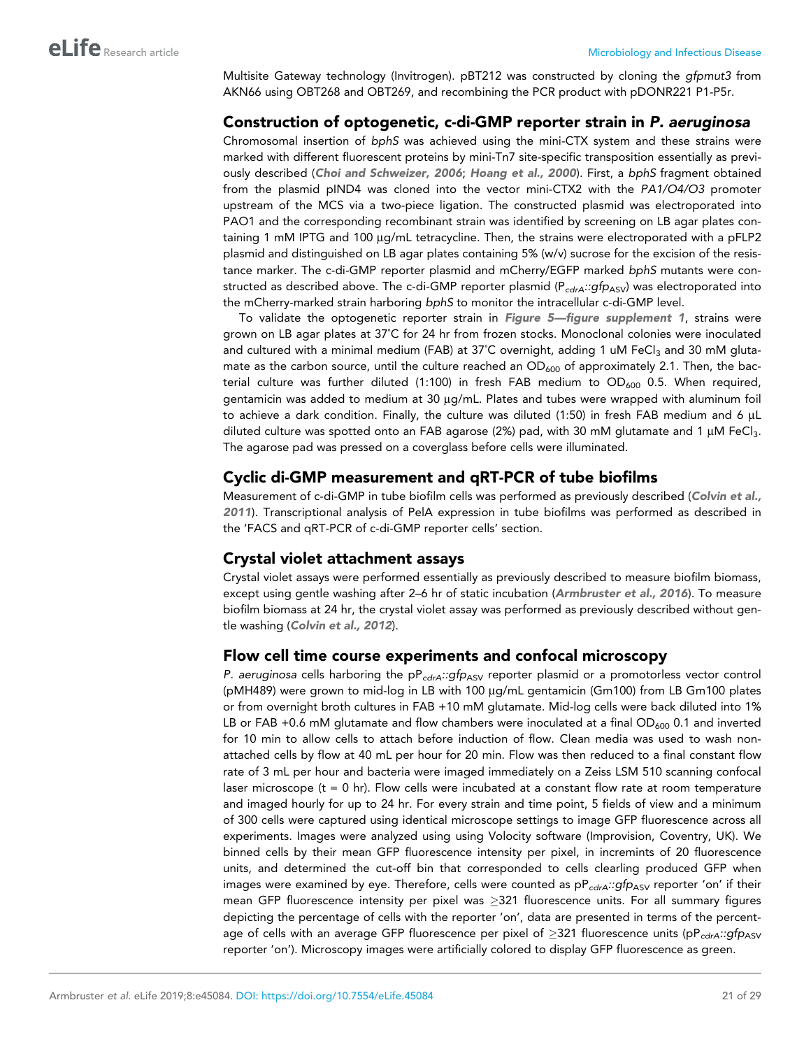Multisite Gateway technology (Invitrogen). pBT212 was constructed by cloning the *gfpmut3* from AKN66 using OBT268 and OBT269, and recombining the PCR product with pDONR221 P1-P5r.

## Construction of optogenetic, c-di-GMP reporter strain in *P. aeruginosa*

Chromosomal insertion of *bphS* was achieved using the mini-CTX system and these strains were marked with different fluorescent proteins by mini-Tn7 site-specific transposition essentially as previously described (*Choi and Schweizer, 2006*; *Hoang et al., 2000*). First, a *bphS* fragment obtained from the plasmid pIND4 was cloned into the vector mini-CTX2 with the *PA1/O4/O3* promoter upstream of the MCS via a two-piece ligation. The constructed plasmid was electroporated into PAO1 and the corresponding recombinant strain was identified by screening on LB agar plates containing 1 mM IPTG and 100 µg/mL tetracycline. Then, the strains were electroporated with a pFLP2 plasmid and distinguished on LB agar plates containing 5% (w/v) sucrose for the excision of the resistance marker. The c-di-GMP reporter plasmid and mCherry/EGFP marked *bphS* mutants were constructed as described above. The c-di-GMP reporter plasmid ($P_{cdrA}$::$gfp_{ASV}$) was electroporated into the mCherry-marked strain harboring *bphS* to monitor the intracellular c-di-GMP level.

To validate the optogenetic reporter strain in *Figure 5—figure supplement 1*, strains were grown on LB agar plates at 37˚C for 24 hr from frozen stocks. Monoclonal colonies were inoculated and cultured with a minimal medium (FAB) at 37˚C overnight, adding 1 uM $FeCl_3$ and 30 mM glutamate as the carbon source, until the culture reached an $OD_{600}$ of approximately 2.1. Then, the bacterial culture was further diluted (1:100) in fresh FAB medium to $OD_{600}$ 0.5. When required, gentamicin was added to medium at 30 µg/mL. Plates and tubes were wrapped with aluminum foil to achieve a dark condition. Finally, the culture was diluted (1:50) in fresh FAB medium and 6 µL diluted culture was spotted onto an FAB agarose (2%) pad, with 30 mM glutamate and 1 µM $FeCl_3$. The agarose pad was pressed on a coverglass before cells were illuminated.

## Cyclic di-GMP measurement and qRT-PCR of tube biofilms

Measurement of c-di-GMP in tube biofilm cells was performed as previously described (*Colvin et al., 2011*). Transcriptional analysis of PelA expression in tube biofilms was performed as described in the 'FACS and qRT-PCR of c-di-GMP reporter cells' section.

## Crystal violet attachment assays

Crystal violet assays were performed essentially as previously described to measure biofilm biomass, except using gentle washing after 2–6 hr of static incubation (*Armbruster et al., 2016*). To measure biofilm biomass at 24 hr, the crystal violet assay was performed as previously described without gentle washing (*Colvin et al., 2012*).

## Flow cell time course experiments and confocal microscopy

*P. aeruginosa* cells harboring the p$P_{cdrA}$::$gfp_{ASV}$ reporter plasmid or a promotorless vector control (pMH489) were grown to mid-log in LB with 100 µg/mL gentamicin (Gm100) from LB Gm100 plates or from overnight broth cultures in FAB +10 mM glutamate. Mid-log cells were back diluted into 1% LB or FAB +0.6 mM glutamate and flow chambers were inoculated at a final $OD_{600}$ 0.1 and inverted for 10 min to allow cells to attach before induction of flow. Clean media was used to wash non-attached cells by flow at 40 mL per hour for 20 min. Flow was then reduced to a final constant flow rate of 3 mL per hour and bacteria were imaged immediately on a Zeiss LSM 510 scanning confocal laser microscope (t = 0 hr). Flow cells were incubated at a constant flow rate at room temperature and imaged hourly for up to 24 hr. For every strain and time point, 5 fields of view and a minimum of 300 cells were captured using identical microscope settings to image GFP fluorescence across all experiments. Images were analyzed using using Volocity software (Improvision, Coventry, UK). We binned cells by their mean GFP fluorescence intensity per pixel, in incremints of 20 fluorescence units, and determined the cut-off bin that corresponded to cells clearling produced GFP when images were examined by eye. Therefore, cells were counted as p$P_{cdrA}$::$gfp_{ASV}$ reporter 'on' if their mean GFP fluorescence intensity per pixel was ≥321 fluorescence units. For all summary figures depicting the percentage of cells with the reporter 'on', data are presented in terms of the percentage of cells with an average GFP fluorescence per pixel of ≥321 fluorescence units (p$P_{cdrA}$::$gfp_{ASV}$ reporter 'on'). Microscopy images were artificially colored to display GFP fluorescence as green.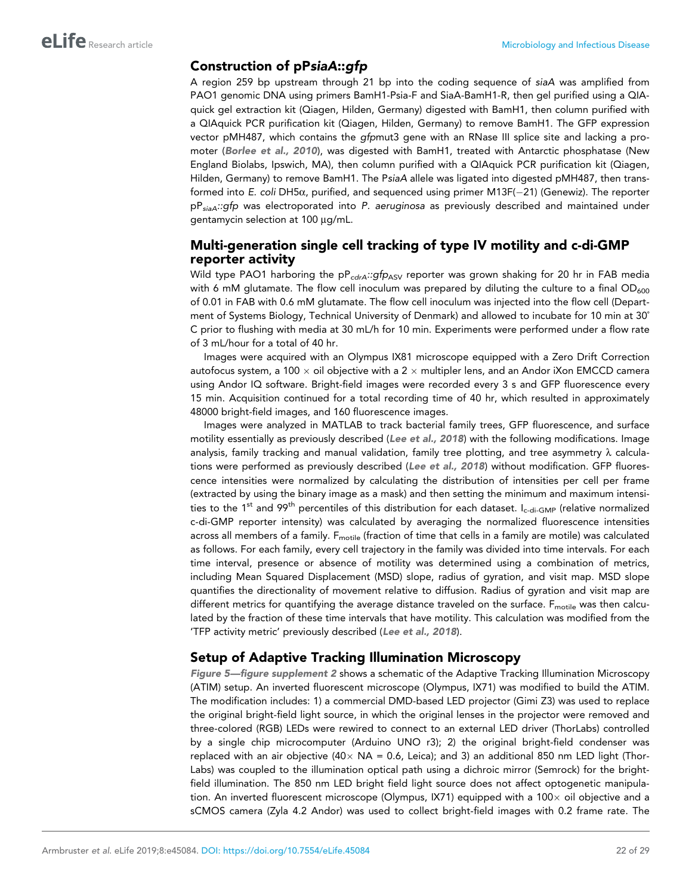## Construction of pP*siaA*::*gfp*

A region 259 bp upstream through 21 bp into the coding sequence of *siaA* was amplified from PAO1 genomic DNA using primers BamH1-Psia-F and SiaA-BamH1-R, then gel purified using a QIAquick gel extraction kit (Qiagen, Hilden, Germany) digested with BamH1, then column purified with a QIAquick PCR purification kit (Qiagen, Hilden, Germany) to remove BamH1. The GFP expression vector pMH487, which contains the *gfp*mut3 gene with an RNase III splice site and lacking a promoter (**Borlee et al., 2010**), was digested with BamH1, treated with Antarctic phosphatase (New England Biolabs, Ipswich, MA), then column purified with a QIAquick PCR purification kit (Qiagen, Hilden, Germany) to remove BamH1. The P*siaA* allele was ligated into digested pMH487, then transformed into *E. coli* DH5α, purified, and sequenced using primer M13F(−21) (Genewiz). The reporter $pP_{siaA}$::*gfp* was electroporated into *P. aeruginosa* as previously described and maintained under gentamycin selection at 100 µg/mL.

## Multi-generation single cell tracking of type IV motility and c-di-GMP reporter activity

Wild type PAO1 harboring the $pP_{cdrA}$::$gfp_{ASV}$ reporter was grown shaking for 20 hr in FAB media with 6 mM glutamate. The flow cell inoculum was prepared by diluting the culture to a final $OD_{600}$ of 0.01 in FAB with 0.6 mM glutamate. The flow cell inoculum was injected into the flow cell (Department of Systems Biology, Technical University of Denmark) and allowed to incubate for 10 min at 30° C prior to flushing with media at 30 mL/h for 10 min. Experiments were performed under a flow rate of 3 mL/hour for a total of 40 hr.

Images were acquired with an Olympus IX81 microscope equipped with a Zero Drift Correction autofocus system, a 100 × oil objective with a 2 × multipler lens, and an Andor iXon EMCCD camera using Andor IQ software. Bright-field images were recorded every 3 s and GFP fluorescence every 15 min. Acquisition continued for a total recording time of 40 hr, which resulted in approximately 48000 bright-field images, and 160 fluorescence images.

Images were analyzed in MATLAB to track bacterial family trees, GFP fluorescence, and surface motility essentially as previously described (**Lee et al., 2018**) with the following modifications. Image analysis, family tracking and manual validation, family tree plotting, and tree asymmetry λ calculations were performed as previously described (**Lee et al., 2018**) without modification. GFP fluorescence intensities were normalized by calculating the distribution of intensities per cell per frame (extracted by using the binary image as a mask) and then setting the minimum and maximum intensities to the 1st and 99th percentiles of this distribution for each dataset. $I_{c\text{-}di\text{-}GMP}$ (relative normalized c-di-GMP reporter intensity) was calculated by averaging the normalized fluorescence intensities across all members of a family. $F_{motile}$ (fraction of time that cells in a family are motile) was calculated as follows. For each family, every cell trajectory in the family was divided into time intervals. For each time interval, presence or absence of motility was determined using a combination of metrics, including Mean Squared Displacement (MSD) slope, radius of gyration, and visit map. MSD slope quantifies the directionality of movement relative to diffusion. Radius of gyration and visit map are different metrics for quantifying the average distance traveled on the surface. $F_{motile}$ was then calculated by the fraction of these time intervals that have motility. This calculation was modified from the 'TFP activity metric' previously described (**Lee et al., 2018**).

## Setup of Adaptive Tracking Illumination Microscopy

**Figure 5—figure supplement 2** shows a schematic of the Adaptive Tracking Illumination Microscopy (ATIM) setup. An inverted fluorescent microscope (Olympus, IX71) was modified to build the ATIM. The modification includes: 1) a commercial DMD-based LED projector (Gimi Z3) was used to replace the original bright-field light source, in which the original lenses in the projector were removed and three-colored (RGB) LEDs were rewired to connect to an external LED driver (ThorLabs) controlled by a single chip microcomputer (Arduino UNO r3); 2) the original bright-field condenser was replaced with an air objective (40× NA = 0.6, Leica); and 3) an additional 850 nm LED light (ThorLabs) was coupled to the illumination optical path using a dichroic mirror (Semrock) for the bright-field illumination. The 850 nm LED bright field light source does not affect optogenetic manipulation. An inverted fluorescent microscope (Olympus, IX71) equipped with a 100× oil objective and a sCMOS camera (Zyla 4.2 Andor) was used to collect bright-field images with 0.2 frame rate. The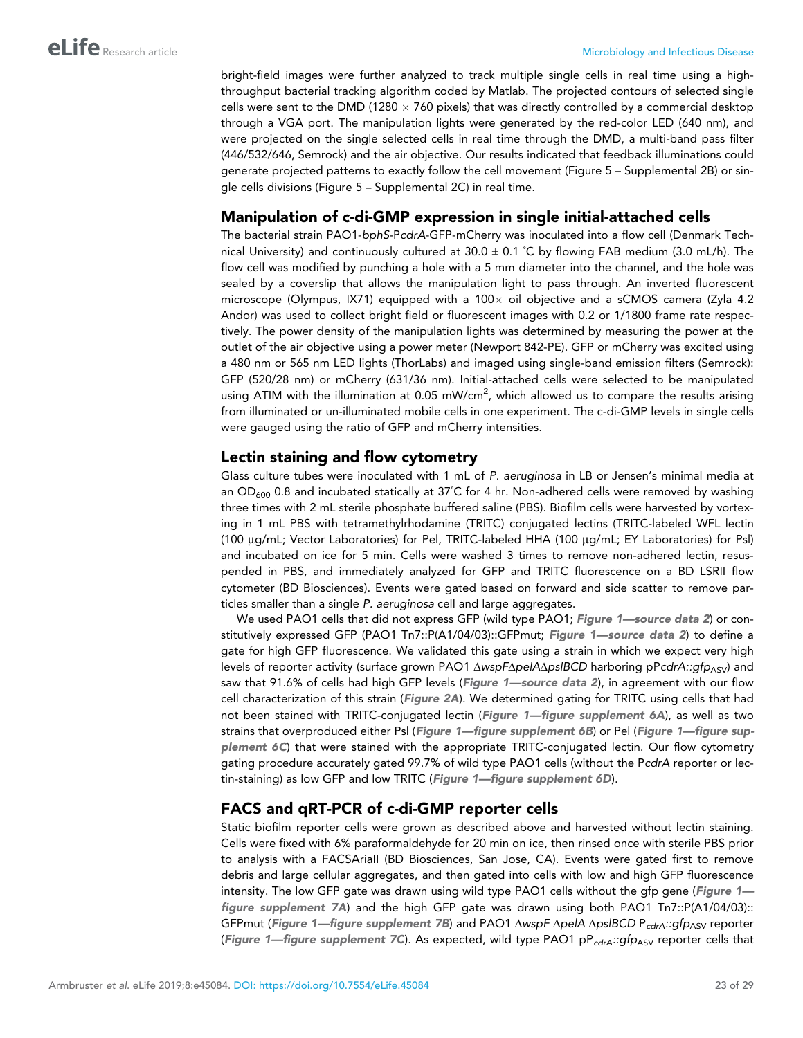bright-field images were further analyzed to track multiple single cells in real time using a high-throughput bacterial tracking algorithm coded by Matlab. The projected contours of selected single cells were sent to the DMD (1280 × 760 pixels) that was directly controlled by a commercial desktop through a VGA port. The manipulation lights were generated by the red-color LED (640 nm), and were projected on the single selected cells in real time through the DMD, a multi-band pass filter (446/532/646, Semrock) and the air objective. Our results indicated that feedback illuminations could generate projected patterns to exactly follow the cell movement (Figure 5 – Supplemental 2B) or single cells divisions (Figure 5 – Supplemental 2C) in real time.

## Manipulation of c-di-GMP expression in single initial-attached cells

The bacterial strain PAO1-*bphS*-P*cdrA*-GFP-mCherry was inoculated into a flow cell (Denmark Technical University) and continuously cultured at 30.0 ± 0.1 °C by flowing FAB medium (3.0 mL/h). The flow cell was modified by punching a hole with a 5 mm diameter into the channel, and the hole was sealed by a coverslip that allows the manipulation light to pass through. An inverted fluorescent microscope (Olympus, IX71) equipped with a 100× oil objective and a sCMOS camera (Zyla 4.2 Andor) was used to collect bright field or fluorescent images with 0.2 or 1/1800 frame rate respectively. The power density of the manipulation lights was determined by measuring the power at the outlet of the air objective using a power meter (Newport 842-PE). GFP or mCherry was excited using a 480 nm or 565 nm LED lights (ThorLabs) and imaged using single-band emission filters (Semrock): GFP (520/28 nm) or mCherry (631/36 nm). Initial-attached cells were selected to be manipulated using ATIM with the illumination at 0.05 mW/cm$^2$, which allowed us to compare the results arising from illuminated or un-illuminated mobile cells in one experiment. The c-di-GMP levels in single cells were gauged using the ratio of GFP and mCherry intensities.

## Lectin staining and flow cytometry

Glass culture tubes were inoculated with 1 mL of *P. aeruginosa* in LB or Jensen's minimal media at an $OD_{600}$ 0.8 and incubated statically at 37°C for 4 hr. Non-adhered cells were removed by washing three times with 2 mL sterile phosphate buffered saline (PBS). Biofilm cells were harvested by vortexing in 1 mL PBS with tetramethylrhodamine (TRITC) conjugated lectins (TRITC-labeled WFL lectin (100 µg/mL; Vector Laboratories) for Pel, TRITC-labeled HHA (100 µg/mL; EY Laboratories) for Psl) and incubated on ice for 5 min. Cells were washed 3 times to remove non-adhered lectin, resuspended in PBS, and immediately analyzed for GFP and TRITC fluorescence on a BD LSRII flow cytometer (BD Biosciences). Events were gated based on forward and side scatter to remove particles smaller than a single *P. aeruginosa* cell and large aggregates.

We used PAO1 cells that did not express GFP (wild type PAO1; ***Figure 1—source data 2***) or constitutively expressed GFP (PAO1 Tn7::P(A1/04/03)::GFPmut; ***Figure 1—source data 2***) to define a gate for high GFP fluorescence. We validated this gate using a strain in which we expect very high levels of reporter activity (surface grown PAO1 Δ*wspF*Δ*pelA*Δ*pslBCD* harboring pP*cdrA*::*gfp*$_{ASV}$) and saw that 91.6% of cells had high GFP levels (***Figure 1—source data 2***), in agreement with our flow cell characterization of this strain (***Figure 2A***). We determined gating for TRITC using cells that had not been stained with TRITC-conjugated lectin (***Figure 1—figure supplement 6A***), as well as two strains that overproduced either Psl (***Figure 1—figure supplement 6B***) or Pel (***Figure 1—figure supplement 6C***) that were stained with the appropriate TRITC-conjugated lectin. Our flow cytometry gating procedure accurately gated 99.7% of wild type PAO1 cells (without the P*cdrA* reporter or lectin-staining) as low GFP and low TRITC (***Figure 1—figure supplement 6D***).

## FACS and qRT-PCR of c-di-GMP reporter cells

Static biofilm reporter cells were grown as described above and harvested without lectin staining. Cells were fixed with 6% paraformaldehyde for 20 min on ice, then rinsed once with sterile PBS prior to analysis with a FACSAriaII (BD Biosciences, San Jose, CA). Events were gated first to remove debris and large cellular aggregates, and then gated into cells with low and high GFP fluorescence intensity. The low GFP gate was drawn using wild type PAO1 cells without the gfp gene (***Figure 1—figure supplement 7A***) and the high GFP gate was drawn using both PAO1 Tn7::P(A1/04/03)::GFPmut (***Figure 1—figure supplement 7B***) and PAO1 Δ*wspF* Δ*pelA* Δ*pslBCD* P$_{cdrA}$::*gfp*$_{ASV}$ reporter (***Figure 1—figure supplement 7C***). As expected, wild type PAO1 pP$_{cdrA}$::*gfp*$_{ASV}$ reporter cells that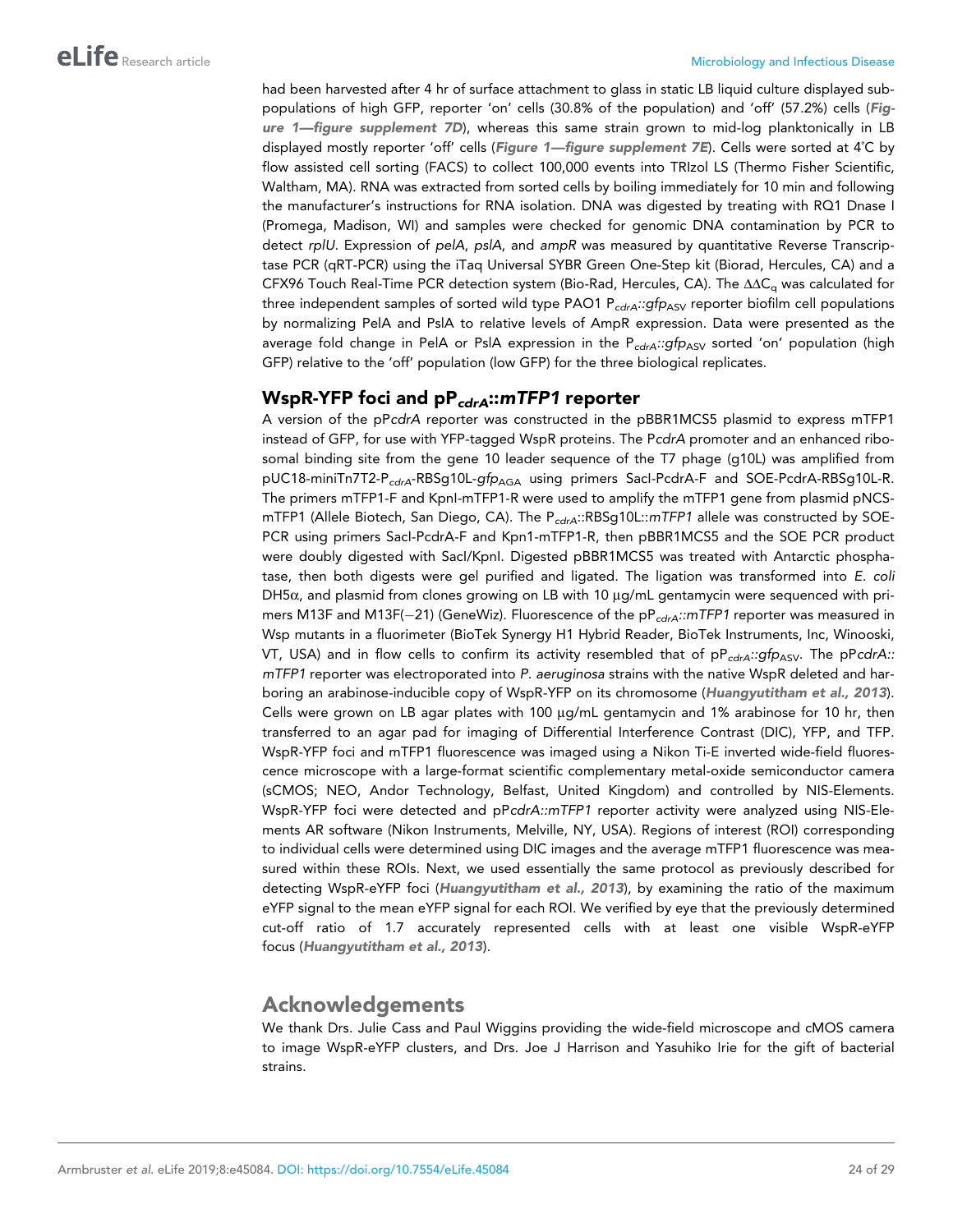had been harvested after 4 hr of surface attachment to glass in static LB liquid culture displayed subpopulations of high GFP, reporter 'on' cells (30.8% of the population) and 'off' (57.2%) cells (**Figure 1—figure supplement 7D**), whereas this same strain grown to mid-log planktonically in LB displayed mostly reporter 'off' cells (**Figure 1—figure supplement 7E**). Cells were sorted at 4˚C by flow assisted cell sorting (FACS) to collect 100,000 events into TRIzol LS (Thermo Fisher Scientific, Waltham, MA). RNA was extracted from sorted cells by boiling immediately for 10 min and following the manufacturer's instructions for RNA isolation. DNA was digested by treating with RQ1 Dnase I (Promega, Madison, WI) and samples were checked for genomic DNA contamination by PCR to detect *rplU*. Expression of *pelA*, *pslA*, and *ampR* was measured by quantitative Reverse Transcriptase PCR (qRT-PCR) using the iTaq Universal SYBR Green One-Step kit (Biorad, Hercules, CA) and a CFX96 Touch Real-Time PCR detection system (Bio-Rad, Hercules, CA). The $\Delta\Delta C_q$ was calculated for three independent samples of sorted wild type PAO1 $P_{cdrA}$::$gfp_{ASV}$ reporter biofilm cell populations by normalizing PelA and PslA to relative levels of AmpR expression. Data were presented as the average fold change in PelA or PslA expression in the $P_{cdrA}$::$gfp_{ASV}$ sorted 'on' population (high GFP) relative to the 'off' population (low GFP) for the three biological replicates.

## WspR-YFP foci and p$P_{cdrA}$::*mTFP1* reporter

A version of the pP*cdrA* reporter was constructed in the pBBR1MCS5 plasmid to express mTFP1 instead of GFP, for use with YFP-tagged WspR proteins. The P*cdrA* promoter and an enhanced ribosomal binding site from the gene 10 leader sequence of the T7 phage (g10L) was amplified from pUC18-miniTn7T2-$P_{cdrA}$-RBSg10L-$gfp_{AGA}$ using primers SacI-PcdrA-F and SOE-PcdrA-RBSg10L-R. The primers mTFP1-F and KpnI-mTFP1-R were used to amplify the mTFP1 gene from plasmid pNCS-mTFP1 (Allele Biotech, San Diego, CA). The $P_{cdrA}$::RBSg10L::*mTFP1* allele was constructed by SOE-PCR using primers SacI-PcdrA-F and Kpn1-mTFP1-R, then pBBR1MCS5 and the SOE PCR product were doubly digested with SacI/KpnI. Digested pBBR1MCS5 was treated with Antarctic phosphatase, then both digests were gel purified and ligated. The ligation was transformed into *E. coli* DH5α, and plasmid from clones growing on LB with 10 µg/mL gentamycin were sequenced with primers M13F and M13F(−21) (GeneWiz). Fluorescence of the p$P_{cdrA}$::*mTFP1* reporter was measured in Wsp mutants in a fluorimeter (BioTek Synergy H1 Hybrid Reader, BioTek Instruments, Inc, Winooski, VT, USA) and in flow cells to confirm its activity resembled that of p$P_{cdrA}$::$gfp_{ASV}$. The pP*cdrA*::*mTFP1* reporter was electroporated into *P. aeruginosa* strains with the native WspR deleted and harboring an arabinose-inducible copy of WspR-YFP on its chromosome (**Huangyutitham et al., 2013**). Cells were grown on LB agar plates with 100 µg/mL gentamycin and 1% arabinose for 10 hr, then transferred to an agar pad for imaging of Differential Interference Contrast (DIC), YFP, and TFP. WspR-YFP foci and mTFP1 fluorescence was imaged using a Nikon Ti-E inverted wide-field fluorescence microscope with a large-format scientific complementary metal-oxide semiconductor camera (sCMOS; NEO, Andor Technology, Belfast, United Kingdom) and controlled by NIS-Elements. WspR-YFP foci were detected and pP*cdrA*::*mTFP1* reporter activity were analyzed using NIS-Elements AR software (Nikon Instruments, Melville, NY, USA). Regions of interest (ROI) corresponding to individual cells were determined using DIC images and the average mTFP1 fluorescence was measured within these ROIs. Next, we used essentially the same protocol as previously described for detecting WspR-eYFP foci (**Huangyutitham et al., 2013**), by examining the ratio of the maximum eYFP signal to the mean eYFP signal for each ROI. We verified by eye that the previously determined cut-off ratio of 1.7 accurately represented cells with at least one visible WspR-eYFP focus (**Huangyutitham et al., 2013**).

# Acknowledgements

We thank Drs. Julie Cass and Paul Wiggins providing the wide-field microscope and cMOS camera to image WspR-eYFP clusters, and Drs. Joe J Harrison and Yasuhiko Irie for the gift of bacterial strains.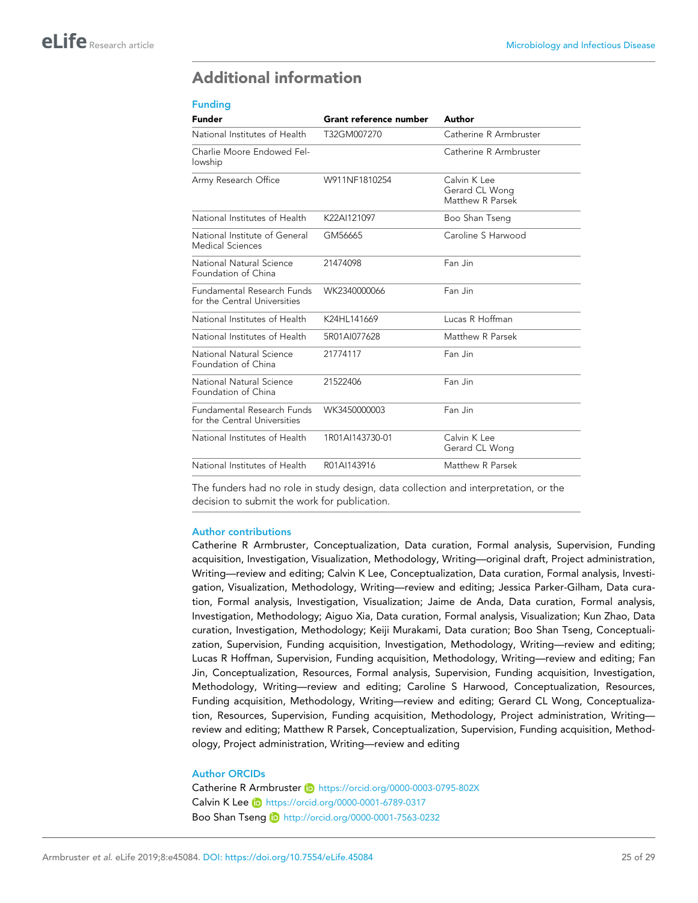# Additional information

## Funding

| Funder | Grant reference number | Author |
| --- | --- | --- |
| National Institutes of Health | T32GM007270 | Catherine R Armbruster |
| Charlie Moore Endowed Fellowship | | Catherine R Armbruster |
| Army Research Office | W911NF1810254 | Calvin K Lee<br>Gerard CL Wong<br>Matthew R Parsek |
| National Institutes of Health | K22AI121097 | Boo Shan Tseng |
| National Institute of General Medical Sciences | GM56665 | Caroline S Harwood |
| National Natural Science Foundation of China | 21474098 | Fan Jin |
| Fundamental Research Funds for the Central Universities | WK2340000066 | Fan Jin |
| National Institutes of Health | K24HL141669 | Lucas R Hoffman |
| National Institutes of Health | 5R01AI077628 | Matthew R Parsek |
| National Natural Science Foundation of China | 21774117 | Fan Jin |
| National Natural Science Foundation of China | 21522406 | Fan Jin |
| Fundamental Research Funds for the Central Universities | WK3450000003 | Fan Jin |
| National Institutes of Health | 1R01AI143730-01 | Calvin K Lee<br>Gerard CL Wong |
| National Institutes of Health | R01AI143916 | Matthew R Parsek |

The funders had no role in study design, data collection and interpretation, or the decision to submit the work for publication.

## Author contributions

Catherine R Armbruster, Conceptualization, Data curation, Formal analysis, Supervision, Funding acquisition, Investigation, Visualization, Methodology, Writing—original draft, Project administration, Writing—review and editing; Calvin K Lee, Conceptualization, Data curation, Formal analysis, Investigation, Visualization, Methodology, Writing—review and editing; Jessica Parker-Gilham, Data curation, Formal analysis, Investigation, Visualization; Jaime de Anda, Data curation, Formal analysis, Investigation, Methodology; Aiguo Xia, Data curation, Formal analysis, Visualization; Kun Zhao, Data curation, Investigation, Methodology; Keiji Murakami, Data curation; Boo Shan Tseng, Conceptualization, Supervision, Funding acquisition, Investigation, Methodology, Writing—review and editing; Lucas R Hoffman, Supervision, Funding acquisition, Methodology, Writing—review and editing; Fan Jin, Conceptualization, Resources, Formal analysis, Supervision, Funding acquisition, Investigation, Methodology, Writing—review and editing; Caroline S Harwood, Conceptualization, Resources, Funding acquisition, Methodology, Writing—review and editing; Gerard CL Wong, Conceptualization, Resources, Supervision, Funding acquisition, Methodology, Project administration, Writing—review and editing; Matthew R Parsek, Conceptualization, Supervision, Funding acquisition, Methodology, Project administration, Writing—review and editing

## Author ORCIDs

Catherine R Armbruster https://orcid.org/0000-0003-0795-802X
Calvin K Lee https://orcid.org/0000-0001-6789-0317
Boo Shan Tseng http://orcid.org/0000-0001-7563-0232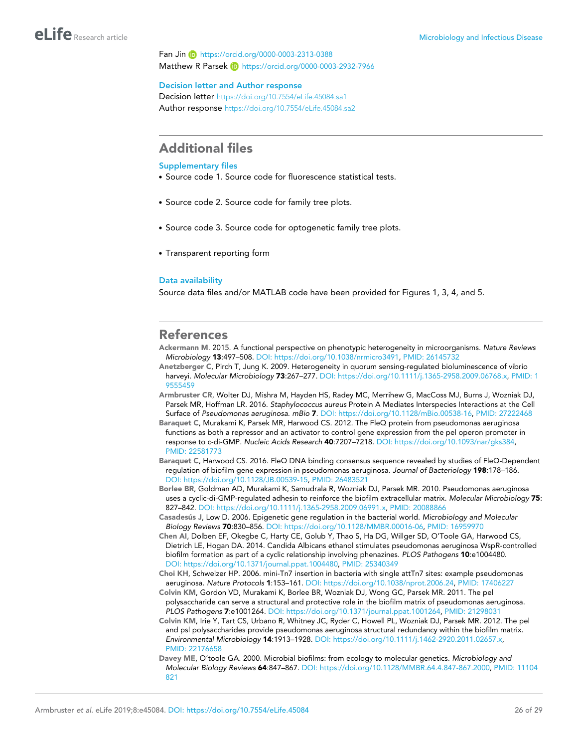Fan Jin https://orcid.org/0000-0003-2313-0388
Matthew R Parsek https://orcid.org/0000-0003-2932-7966

**Decision letter and Author response**

Decision letter https://doi.org/10.7554/eLife.45084.sa1
Author response https://doi.org/10.7554/eLife.45084.sa2

## Additional files

### Supplementary files

- Source code 1. Source code for fluorescence statistical tests.
- Source code 2. Source code for family tree plots.
- Source code 3. Source code for optogenetic family tree plots.
- Transparent reporting form

### Data availability

Source data files and/or MATLAB code have been provided for Figures 1, 3, 4, and 5.

## References

**Ackermann M.** 2015. A functional perspective on phenotypic heterogeneity in microorganisms. *Nature Reviews Microbiology* **13**:497–508. DOI: https://doi.org/10.1038/nrmicro3491, PMID: 26145732

**Anetzberger C**, Pirch T, Jung K. 2009. Heterogeneity in quorum sensing-regulated bioluminescence of vibrio harveyi. *Molecular Microbiology* **73**:267–277. DOI: https://doi.org/10.1111/j.1365-2958.2009.06768.x, PMID: 19555459

**Armbruster CR**, Wolter DJ, Mishra M, Hayden HS, Radey MC, Merrihew G, MacCoss MJ, Burns J, Wozniak DJ, Parsek MR, Hoffman LR. 2016. *Staphylococcus aureus* Protein A Mediates Interspecies Interactions at the Cell Surface of *Pseudomonas aeruginosa*. *mBio* **7**. DOI: https://doi.org/10.1128/mBio.00538-16, PMID: 27222468

**Baraquet C**, Murakami K, Parsek MR, Harwood CS. 2012. The FleQ protein from pseudomonas aeruginosa functions as both a repressor and an activator to control gene expression from the pel operon promoter in response to c-di-GMP. *Nucleic Acids Research* **40**:7207–7218. DOI: https://doi.org/10.1093/nar/gks384, PMID: 22581773

**Baraquet C**, Harwood CS. 2016. FleQ DNA binding consensus sequence revealed by studies of FleQ-Dependent regulation of biofilm gene expression in pseudomonas aeruginosa. *Journal of Bacteriology* **198**:178–186. DOI: https://doi.org/10.1128/JB.00539-15, PMID: 26483521

**Borlee BR**, Goldman AD, Murakami K, Samudrala R, Wozniak DJ, Parsek MR. 2010. Pseudomonas aeruginosa uses a cyclic-di-GMP-regulated adhesin to reinforce the biofilm extracellular matrix. *Molecular Microbiology* **75**:827–842. DOI: https://doi.org/10.1111/j.1365-2958.2009.06991.x, PMID: 20088866

**Casadesús J**, Low D. 2006. Epigenetic gene regulation in the bacterial world. *Microbiology and Molecular Biology Reviews* **70**:830–856. DOI: https://doi.org/10.1128/MMBR.00016-06, PMID: 16959970

**Chen AI**, Dolben EF, Okegbe C, Harty CE, Golub Y, Thao S, Ha DG, Willger SD, O'Toole GA, Harwood CS, Dietrich LE, Hogan DA. 2014. Candida Albicans ethanol stimulates pseudomonas aeruginosa WspR-controlled biofilm formation as part of a cyclic relationship involving phenazines. *PLOS Pathogens* **10**:e1004480. DOI: https://doi.org/10.1371/journal.ppat.1004480, PMID: 25340349

**Choi KH**, Schweizer HP. 2006. mini-Tn7 insertion in bacteria with single attTn7 sites: example pseudomonas aeruginosa. *Nature Protocols* **1**:153–161. DOI: https://doi.org/10.1038/nprot.2006.24, PMID: 17406227

**Colvin KM**, Gordon VD, Murakami K, Borlee BR, Wozniak DJ, Wong GC, Parsek MR. 2011. The pel polysaccharide can serve a structural and protective role in the biofilm matrix of pseudomonas aeruginosa. *PLOS Pathogens* **7**:e1001264. DOI: https://doi.org/10.1371/journal.ppat.1001264, PMID: 21298031

**Colvin KM**, Irie Y, Tart CS, Urbano R, Whitney JC, Ryder C, Howell PL, Wozniak DJ, Parsek MR. 2012. The pel and psl polysaccharides provide pseudomonas aeruginosa structural redundancy within the biofilm matrix. *Environmental Microbiology* **14**:1913–1928. DOI: https://doi.org/10.1111/j.1462-2920.2011.02657.x, PMID: 22176658

**Davey ME**, O'toole GA. 2000. Microbial biofilms: from ecology to molecular genetics. *Microbiology and Molecular Biology Reviews* **64**:847–867. DOI: https://doi.org/10.1128/MMBR.64.4.847-867.2000, PMID: 11104821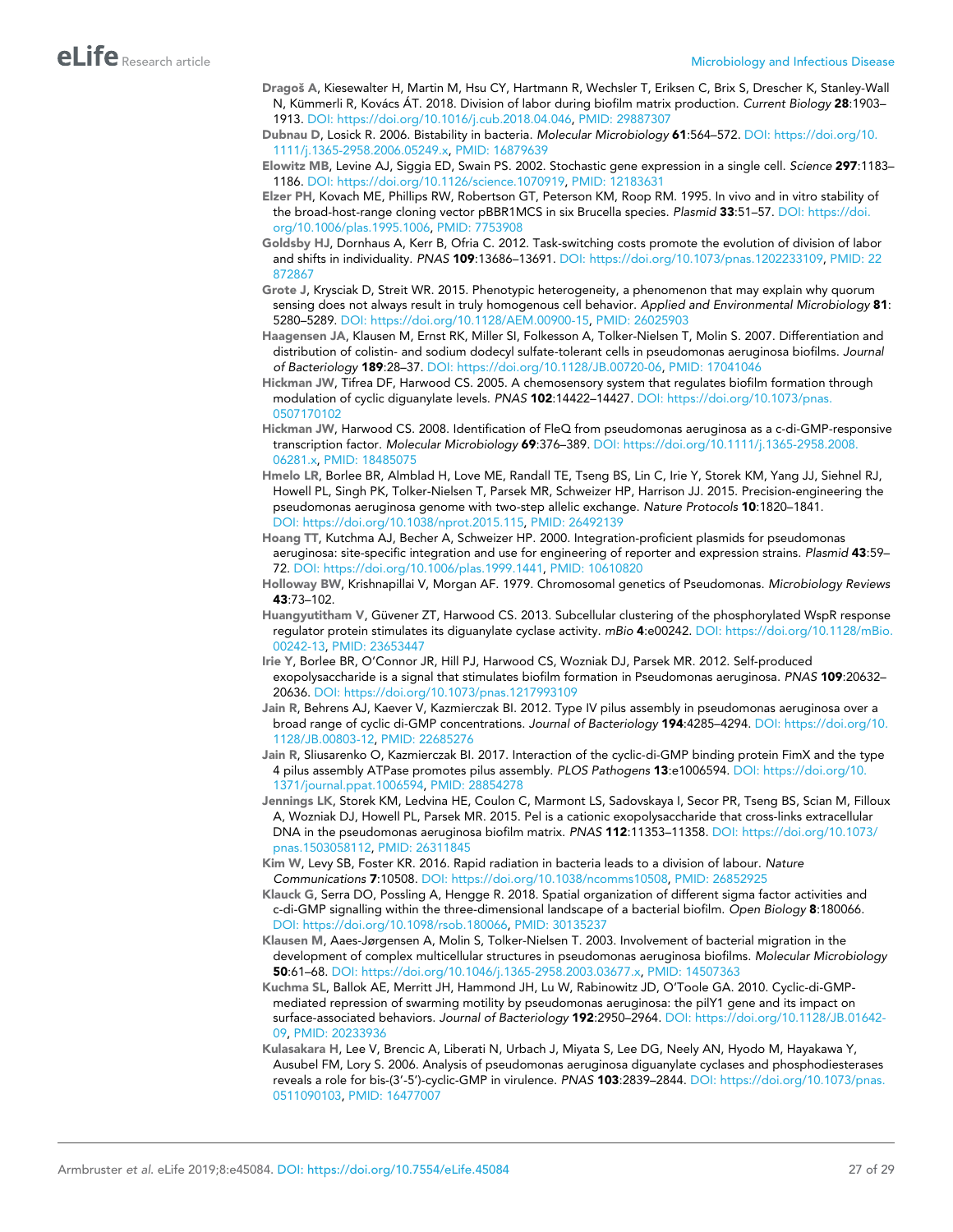Dragoš A, Kiesewalter H, Martin M, Hsu CY, Hartmann R, Wechsler T, Eriksen C, Brix S, Drescher K, Stanley-Wall N, Kümmerli R, Kovács ÁT. 2018. Division of labor during biofilm matrix production. *Current Biology* **28**:1903–1913. DOI: https://doi.org/10.1016/j.cub.2018.04.046, PMID: 29887307

Dubnau D, Losick R. 2006. Bistability in bacteria. *Molecular Microbiology* **61**:564–572. DOI: https://doi.org/10.1111/j.1365-2958.2006.05249.x, PMID: 16879639

Elowitz MB, Levine AJ, Siggia ED, Swain PS. 2002. Stochastic gene expression in a single cell. *Science* **297**:1183–1186. DOI: https://doi.org/10.1126/science.1070919, PMID: 12183631

Elzer PH, Kovach ME, Phillips RW, Robertson GT, Peterson KM, Roop RM. 1995. In vivo and in vitro stability of the broad-host-range cloning vector pBBR1MCS in six Brucella species. *Plasmid* **33**:51–57. DOI: https://doi.org/10.1006/plas.1995.1006, PMID: 7753908

Goldsby HJ, Dornhaus A, Kerr B, Ofria C. 2012. Task-switching costs promote the evolution of division of labor and shifts in individuality. *PNAS* **109**:13686–13691. DOI: https://doi.org/10.1073/pnas.1202233109, PMID: 22872867

Grote J, Krysciak D, Streit WR. 2015. Phenotypic heterogeneity, a phenomenon that may explain why quorum sensing does not always result in truly homogenous cell behavior. *Applied and Environmental Microbiology* **81**:5280–5289. DOI: https://doi.org/10.1128/AEM.00900-15, PMID: 26025903

Haagensen JA, Klausen M, Ernst RK, Miller SI, Folkesson A, Tolker-Nielsen T, Molin S. 2007. Differentiation and distribution of colistin- and sodium dodecyl sulfate-tolerant cells in pseudomonas aeruginosa biofilms. *Journal of Bacteriology* **189**:28–37. DOI: https://doi.org/10.1128/JB.00720-06, PMID: 17041046

Hickman JW, Tifrea DF, Harwood CS. 2005. A chemosensory system that regulates biofilm formation through modulation of cyclic diguanylate levels. *PNAS* **102**:14422–14427. DOI: https://doi.org/10.1073/pnas.0507170102

Hickman JW, Harwood CS. 2008. Identification of FleQ from pseudomonas aeruginosa as a c-di-GMP-responsive transcription factor. *Molecular Microbiology* **69**:376–389. DOI: https://doi.org/10.1111/j.1365-2958.2008.06281.x, PMID: 18485075

Hmelo LR, Borlee BR, Almblad H, Love ME, Randall TE, Tseng BS, Lin C, Irie Y, Storek KM, Yang JJ, Siehnel RJ, Howell PL, Singh PK, Tolker-Nielsen T, Parsek MR, Schweizer HP, Harrison JJ. 2015. Precision-engineering the pseudomonas aeruginosa genome with two-step allelic exchange. *Nature Protocols* **10**:1820–1841. DOI: https://doi.org/10.1038/nprot.2015.115, PMID: 26492139

Hoang TT, Kutchma AJ, Becher A, Schweizer HP. 2000. Integration-proficient plasmids for pseudomonas aeruginosa: site-specific integration and use for engineering of reporter and expression strains. *Plasmid* **43**:59–72. DOI: https://doi.org/10.1006/plas.1999.1441, PMID: 10610820

Holloway BW, Krishnapillai V, Morgan AF. 1979. Chromosomal genetics of Pseudomonas. *Microbiology Reviews* **43**:73–102.

Huangyutitham V, Güvener ZT, Harwood CS. 2013. Subcellular clustering of the phosphorylated WspR response regulator protein stimulates its diguanylate cyclase activity. *mBio* **4**:e00242. DOI: https://doi.org/10.1128/mBio.00242-13, PMID: 23653447

Irie Y, Borlee BR, O'Connor JR, Hill PJ, Harwood CS, Wozniak DJ, Parsek MR. 2012. Self-produced exopolysaccharide is a signal that stimulates biofilm formation in Pseudomonas aeruginosa. *PNAS* **109**:20632–20636. DOI: https://doi.org/10.1073/pnas.1217993109

Jain R, Behrens AJ, Kaever V, Kazmierczak BI. 2012. Type IV pilus assembly in pseudomonas aeruginosa over a broad range of cyclic di-GMP concentrations. *Journal of Bacteriology* **194**:4285–4294. DOI: https://doi.org/10.1128/JB.00803-12, PMID: 22685276

Jain R, Sliusarenko O, Kazmierczak BI. 2017. Interaction of the cyclic-di-GMP binding protein FimX and the type 4 pilus assembly ATPase promotes pilus assembly. *PLOS Pathogens* **13**:e1006594. DOI: https://doi.org/10.1371/journal.ppat.1006594, PMID: 28854278

Jennings LK, Storek KM, Ledvina HE, Coulon C, Marmont LS, Sadovskaya I, Secor PR, Tseng BS, Scian M, Filloux A, Wozniak DJ, Howell PL, Parsek MR. 2015. Pel is a cationic exopolysaccharide that cross-links extracellular DNA in the pseudomonas aeruginosa biofilm matrix. *PNAS* **112**:11353–11358. DOI: https://doi.org/10.1073/pnas.1503058112, PMID: 26311845

Kim W, Levy SB, Foster KR. 2016. Rapid radiation in bacteria leads to a division of labour. *Nature Communications* **7**:10508. DOI: https://doi.org/10.1038/ncomms10508, PMID: 26852925

Klauck G, Serra DO, Possling A, Hengge R. 2018. Spatial organization of different sigma factor activities and c-di-GMP signalling within the three-dimensional landscape of a bacterial biofilm. *Open Biology* **8**:180066. DOI: https://doi.org/10.1098/rsob.180066, PMID: 30135237

Klausen M, Aaes-Jørgensen A, Molin S, Tolker-Nielsen T. 2003. Involvement of bacterial migration in the development of complex multicellular structures in pseudomonas aeruginosa biofilms. *Molecular Microbiology* **50**:61–68. DOI: https://doi.org/10.1046/j.1365-2958.2003.03677.x, PMID: 14507363

Kuchma SL, Ballok AE, Merritt JH, Hammond JH, Lu W, Rabinowitz JD, O'Toole GA. 2010. Cyclic-di-GMP-mediated repression of swarming motility by pseudomonas aeruginosa: the pilY1 gene and its impact on surface-associated behaviors. *Journal of Bacteriology* **192**:2950–2964. DOI: https://doi.org/10.1128/JB.01642-09, PMID: 20233936

Kulasakara H, Lee V, Brencic A, Liberati N, Urbach J, Miyata S, Lee DG, Neely AN, Hyodo M, Hayakawa Y, Ausubel FM, Lory S. 2006. Analysis of pseudomonas aeruginosa diguanylate cyclases and phosphodiesterases reveals a role for bis-(3'-5')-cyclic-GMP in virulence. *PNAS* **103**:2839–2844. DOI: https://doi.org/10.1073/pnas.0511090103, PMID: 16477007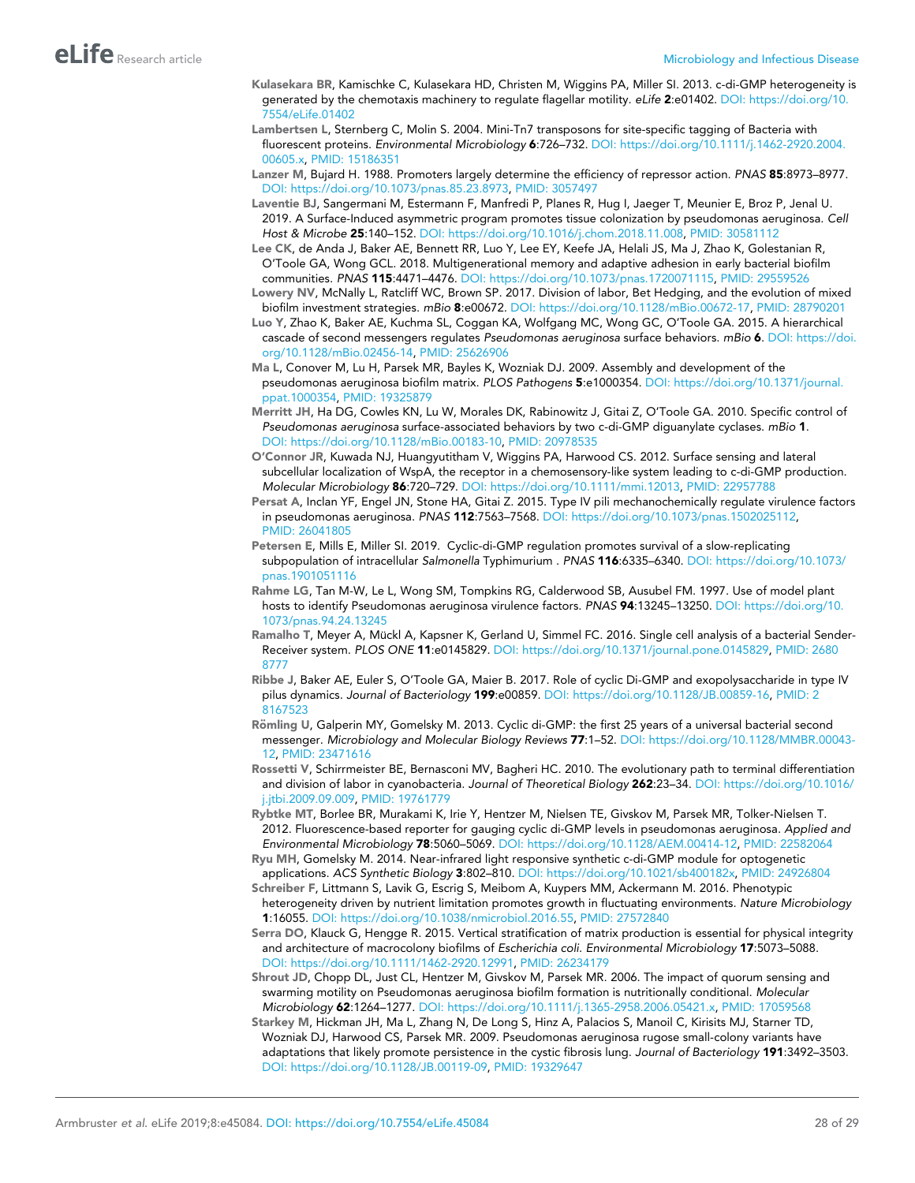**Kulasekara BR**, Kamischke C, Kulasekara HD, Christen M, Wiggins PA, Miller SI. 2013. c-di-GMP heterogeneity is generated by the chemotaxis machinery to regulate flagellar motility. *eLife* **2**:e01402. DOI: https://doi.org/10.7554/eLife.01402

**Lambertsen L**, Sternberg C, Molin S. 2004. Mini-Tn7 transposons for site-specific tagging of Bacteria with fluorescent proteins. *Environmental Microbiology* **6**:726–732. DOI: https://doi.org/10.1111/j.1462-2920.2004.00605.x, PMID: 15186351

**Lanzer M**, Bujard H. 1988. Promoters largely determine the efficiency of repressor action. *PNAS* **85**:8973–8977. DOI: https://doi.org/10.1073/pnas.85.23.8973, PMID: 3057497

**Laventie BJ**, Sangermani M, Estermann F, Manfredi P, Planes R, Hug I, Jaeger T, Meunier E, Broz P, Jenal U. 2019. A Surface-Induced asymmetric program promotes tissue colonization by pseudomonas aeruginosa. *Cell Host & Microbe* **25**:140–152. DOI: https://doi.org/10.1016/j.chom.2018.11.008, PMID: 30581112

**Lee CK**, de Anda J, Baker AE, Bennett RR, Luo Y, Lee EY, Keefe JA, Helali JS, Ma J, Zhao K, Golestanian R, O'Toole GA, Wong GCL. 2018. Multigenerational memory and adaptive adhesion in early bacterial biofilm communities. *PNAS* **115**:4471–4476. DOI: https://doi.org/10.1073/pnas.1720071115, PMID: 29559526

**Lowery NV**, McNally L, Ratcliff WC, Brown SP. 2017. Division of labor, Bet Hedging, and the evolution of mixed biofilm investment strategies. *mBio* **8**:e00672. DOI: https://doi.org/10.1128/mBio.00672-17, PMID: 28790201

**Luo Y**, Zhao K, Baker AE, Kuchma SL, Coggan KA, Wolfgang MC, Wong GC, O'Toole GA. 2015. A hierarchical cascade of second messengers regulates *Pseudomonas aeruginosa* surface behaviors. *mBio* **6**. DOI: https://doi.org/10.1128/mBio.02456-14, PMID: 25626906

**Ma L**, Conover M, Lu H, Parsek MR, Bayles K, Wozniak DJ. 2009. Assembly and development of the pseudomonas aeruginosa biofilm matrix. *PLOS Pathogens* **5**:e1000354. DOI: https://doi.org/10.1371/journal.ppat.1000354, PMID: 19325879

**Merritt JH**, Ha DG, Cowles KN, Lu W, Morales DK, Rabinowitz J, Gitai Z, O'Toole GA. 2010. Specific control of *Pseudomonas aeruginosa* surface-associated behaviors by two c-di-GMP diguanylate cyclases. *mBio* **1**. DOI: https://doi.org/10.1128/mBio.00183-10, PMID: 20978535

**O'Connor JR**, Kuwada NJ, Huangyutitham V, Wiggins PA, Harwood CS. 2012. Surface sensing and lateral subcellular localization of WspA, the receptor in a chemosensory-like system leading to c-di-GMP production. *Molecular Microbiology* **86**:720–729. DOI: https://doi.org/10.1111/mmi.12013, PMID: 22957788

**Persat A**, Inclan YF, Engel JN, Stone HA, Gitai Z. 2015. Type IV pili mechanochemically regulate virulence factors in pseudomonas aeruginosa. *PNAS* **112**:7563–7568. DOI: https://doi.org/10.1073/pnas.1502025112, PMID: 26041805

**Petersen E**, Mills E, Miller SI. 2019. Cyclic-di-GMP regulation promotes survival of a slow-replicating subpopulation of intracellular *Salmonella* Typhimurium . *PNAS* **116**:6335–6340. DOI: https://doi.org/10.1073/pnas.1901051116

**Rahme LG**, Tan M-W, Le L, Wong SM, Tompkins RG, Calderwood SB, Ausubel FM. 1997. Use of model plant hosts to identify Pseudomonas aeruginosa virulence factors. *PNAS* **94**:13245–13250. DOI: https://doi.org/10.1073/pnas.94.24.13245

**Ramalho T**, Meyer A, Mückl A, Kapsner K, Gerland U, Simmel FC. 2016. Single cell analysis of a bacterial Sender-Receiver system. *PLOS ONE* **11**:e0145829. DOI: https://doi.org/10.1371/journal.pone.0145829, PMID: 26808777

**Ribbe J**, Baker AE, Euler S, O'Toole GA, Maier B. 2017. Role of cyclic Di-GMP and exopolysaccharide in type IV pilus dynamics. *Journal of Bacteriology* **199**:e00859. DOI: https://doi.org/10.1128/JB.00859-16, PMID: 28167523

**Römling U**, Galperin MY, Gomelsky M. 2013. Cyclic di-GMP: the first 25 years of a universal bacterial second messenger. *Microbiology and Molecular Biology Reviews* **77**:1–52. DOI: https://doi.org/10.1128/MMBR.00043-12, PMID: 23471616

**Rossetti V**, Schirrmeister BE, Bernasconi MV, Bagheri HC. 2010. The evolutionary path to terminal differentiation and division of labor in cyanobacteria. *Journal of Theoretical Biology* **262**:23–34. DOI: https://doi.org/10.1016/j.jtbi.2009.09.009, PMID: 19761779

**Rybtke MT**, Borlee BR, Murakami K, Irie Y, Hentzer M, Nielsen TE, Givskov M, Parsek MR, Tolker-Nielsen T. 2012. Fluorescence-based reporter for gauging cyclic di-GMP levels in pseudomonas aeruginosa. *Applied and Environmental Microbiology* **78**:5060–5069. DOI: https://doi.org/10.1128/AEM.00414-12, PMID: 22582064

**Ryu MH**, Gomelsky M. 2014. Near-infrared light responsive synthetic c-di-GMP module for optogenetic applications. *ACS Synthetic Biology* **3**:802–810. DOI: https://doi.org/10.1021/sb400182x, PMID: 24926804

**Schreiber F**, Littmann S, Lavik G, Escrig S, Meibom A, Kuypers MM, Ackermann M. 2016. Phenotypic heterogeneity driven by nutrient limitation promotes growth in fluctuating environments. *Nature Microbiology* **1**:16055. DOI: https://doi.org/10.1038/nmicrobiol.2016.55, PMID: 27572840

**Serra DO**, Klauck G, Hengge R. 2015. Vertical stratification of matrix production is essential for physical integrity and architecture of macrocolony biofilms of *Escherichia coli*. *Environmental Microbiology* **17**:5073–5088. DOI: https://doi.org/10.1111/1462-2920.12991, PMID: 26234179

**Shrout JD**, Chopp DL, Just CL, Hentzer M, Givskov M, Parsek MR. 2006. The impact of quorum sensing and swarming motility on Pseudomonas aeruginosa biofilm formation is nutritionally conditional. *Molecular Microbiology* **62**:1264–1277. DOI: https://doi.org/10.1111/j.1365-2958.2006.05421.x, PMID: 17059568

**Starkey M**, Hickman JH, Ma L, Zhang N, De Long S, Hinz A, Palacios S, Manoil C, Kirisits MJ, Starner TD, Wozniak DJ, Harwood CS, Parsek MR. 2009. Pseudomonas aeruginosa rugose small-colony variants have adaptations that likely promote persistence in the cystic fibrosis lung. *Journal of Bacteriology* **191**:3492–3503. DOI: https://doi.org/10.1128/JB.00119-09, PMID: 19329647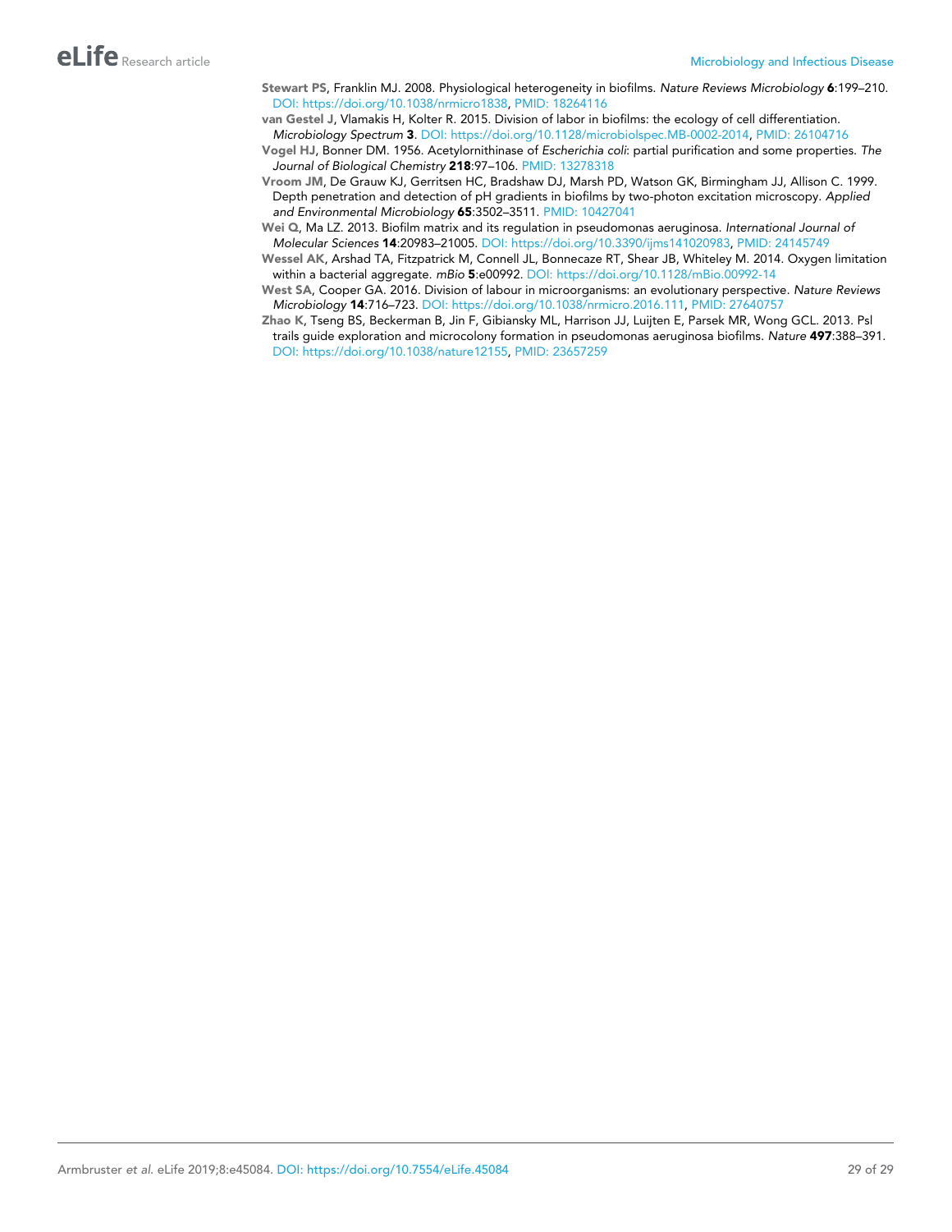**Stewart PS**, Franklin MJ. 2008. Physiological heterogeneity in biofilms. *Nature Reviews Microbiology* **6**:199–210. DOI: https://doi.org/10.1038/nrmicro1838, PMID: 18264116

**van Gestel J**, Vlamakis H, Kolter R. 2015. Division of labor in biofilms: the ecology of cell differentiation. *Microbiology Spectrum* **3**. DOI: https://doi.org/10.1128/microbiolspec.MB-0002-2014, PMID: 26104716

**Vogel HJ**, Bonner DM. 1956. Acetylornithinase of *Escherichia coli*: partial purification and some properties. *The Journal of Biological Chemistry* **218**:97–106. PMID: 13278318

**Vroom JM**, De Grauw KJ, Gerritsen HC, Bradshaw DJ, Marsh PD, Watson GK, Birmingham JJ, Allison C. 1999. Depth penetration and detection of pH gradients in biofilms by two-photon excitation microscopy. *Applied and Environmental Microbiology* **65**:3502–3511. PMID: 10427041

**Wei Q**, Ma LZ. 2013. Biofilm matrix and its regulation in pseudomonas aeruginosa. *International Journal of Molecular Sciences* **14**:20983–21005. DOI: https://doi.org/10.3390/ijms141020983, PMID: 24145749

**Wessel AK**, Arshad TA, Fitzpatrick M, Connell JL, Bonnecaze RT, Shear JB, Whiteley M. 2014. Oxygen limitation within a bacterial aggregate. *mBio* **5**:e00992. DOI: https://doi.org/10.1128/mBio.00992-14

**West SA**, Cooper GA. 2016. Division of labour in microorganisms: an evolutionary perspective. *Nature Reviews Microbiology* **14**:716–723. DOI: https://doi.org/10.1038/nrmicro.2016.111, PMID: 27640757

**Zhao K**, Tseng BS, Beckerman B, Jin F, Gibiansky ML, Harrison JJ, Luijten E, Parsek MR, Wong GCL. 2013. Psl trails guide exploration and microcolony formation in pseudomonas aeruginosa biofilms. *Nature* **497**:388–391. DOI: https://doi.org/10.1038/nature12155, PMID: 23657259